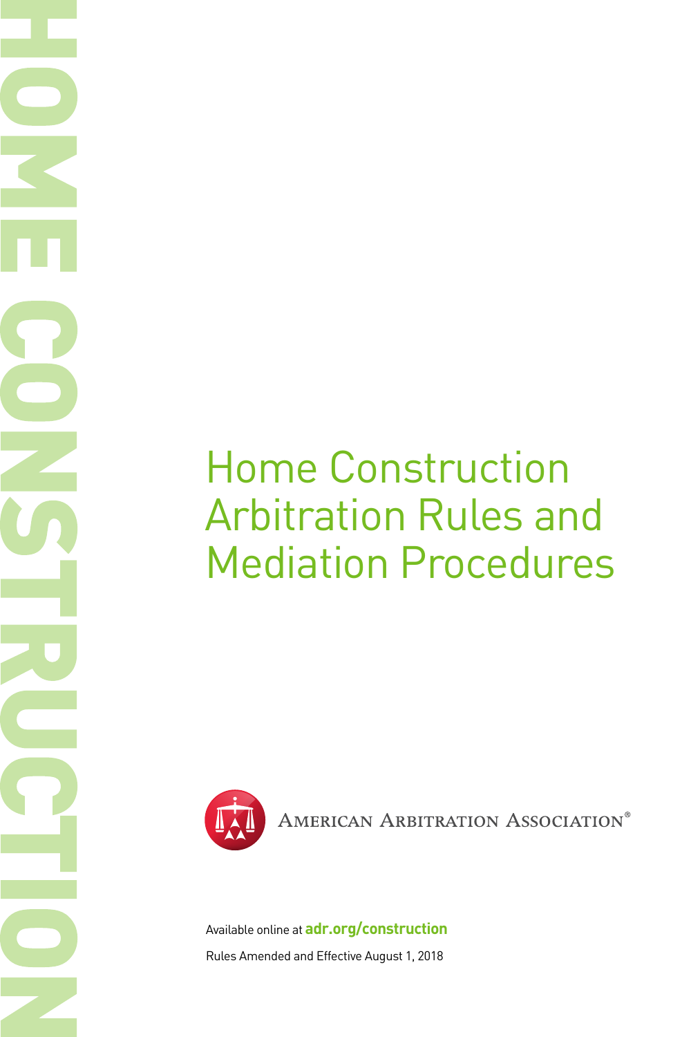# Home Construction Arbitration Rules and Mediation Procedures

American Arbitration Association®

Available online at **adr.org/construction**

Rules Amended and Effective August 1, 2018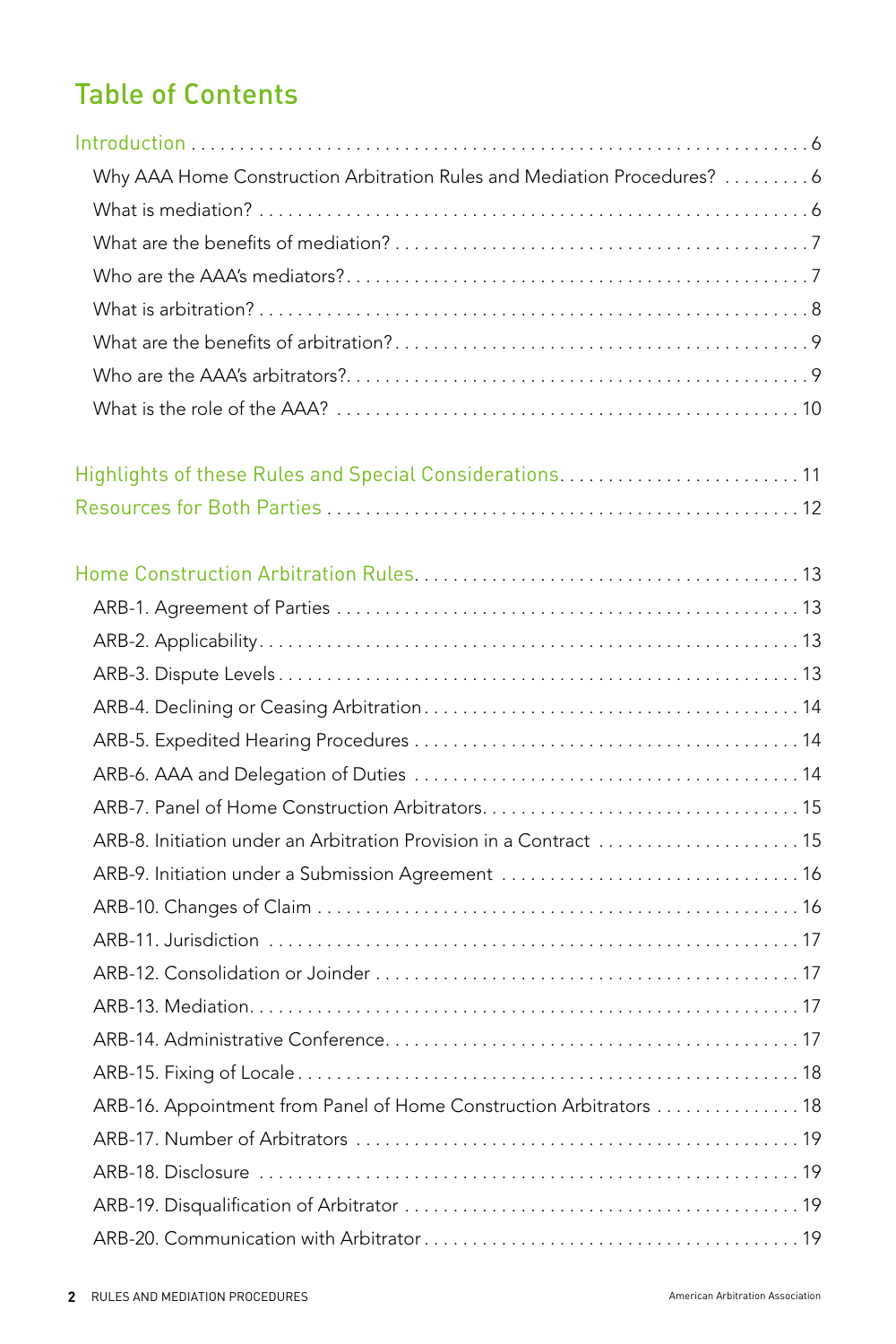# Table of Contents

Introduction . . . . . . . . . . . . . . . . . . . . . . . . . . . . . . . . . . . . . . . . . . . . . . . . . . . . . . . . . . . . . 6

- Why AAA Home Construction Arbitration Rules and Mediation Procedures? . . . . . . . . . 6
- What is mediation? . . . . . . . . . . . . . . . . . . . . . . . . . . . . . . . . . . . . . . . . . . . . . . . . . . . . . . . 6
- What are the benefits of mediation? . . . . . . . . . . . . . . . . . . . . . . . . . . . . . . . . . . . . . . . . . . 7
- Who are the AAA's mediators? . . . . . . . . . . . . . . . . . . . . . . . . . . . . . . . . . . . . . . . . . . . . . . 7
- What is arbitration? . . . . . . . . . . . . . . . . . . . . . . . . . . . . . . . . . . . . . . . . . . . . . . . . . . . . . . 8
- What are the benefits of arbitration? . . . . . . . . . . . . . . . . . . . . . . . . . . . . . . . . . . . . . . . . . 9
- Who are the AAA's arbitrators? . . . . . . . . . . . . . . . . . . . . . . . . . . . . . . . . . . . . . . . . . . . . . 9
- What is the role of the AAA? . . . . . . . . . . . . . . . . . . . . . . . . . . . . . . . . . . . . . . . . . . . . . . 10

Highlights of these Rules and Special Considerations . . . . . . . . . . . . . . . . . . . . . . . . . 11

Resources for Both Parties . . . . . . . . . . . . . . . . . . . . . . . . . . . . . . . . . . . . . . . . . . . . . . . 12

Home Construction Arbitration Rules . . . . . . . . . . . . . . . . . . . . . . . . . . . . . . . . . . . . . . . 13

- ARB-1. Agreement of Parties . . . . . . . . . . . . . . . . . . . . . . . . . . . . . . . . . . . . . . . . . . . . . . 13
- ARB-2. Applicability . . . . . . . . . . . . . . . . . . . . . . . . . . . . . . . . . . . . . . . . . . . . . . . . . . . . . 13
- ARB-3. Dispute Levels . . . . . . . . . . . . . . . . . . . . . . . . . . . . . . . . . . . . . . . . . . . . . . . . . . . 13
- ARB-4. Declining or Ceasing Arbitration . . . . . . . . . . . . . . . . . . . . . . . . . . . . . . . . . . . . . 14
- ARB-5. Expedited Hearing Procedures . . . . . . . . . . . . . . . . . . . . . . . . . . . . . . . . . . . . . . 14
- ARB-6. AAA and Delegation of Duties . . . . . . . . . . . . . . . . . . . . . . . . . . . . . . . . . . . . . . . 14
- ARB-7. Panel of Home Construction Arbitrators . . . . . . . . . . . . . . . . . . . . . . . . . . . . . . . 15
- ARB-8. Initiation under an Arbitration Provision in a Contract . . . . . . . . . . . . . . . . . . . . 15
- ARB-9. Initiation under a Submission Agreement . . . . . . . . . . . . . . . . . . . . . . . . . . . . . . 16
- ARB-10. Changes of Claim . . . . . . . . . . . . . . . . . . . . . . . . . . . . . . . . . . . . . . . . . . . . . . . . 16
- ARB-11. Jurisdiction . . . . . . . . . . . . . . . . . . . . . . . . . . . . . . . . . . . . . . . . . . . . . . . . . . . . . 17
- ARB-12. Consolidation or Joinder . . . . . . . . . . . . . . . . . . . . . . . . . . . . . . . . . . . . . . . . . . . 17
- ARB-13. Mediation . . . . . . . . . . . . . . . . . . . . . . . . . . . . . . . . . . . . . . . . . . . . . . . . . . . . . . 17
- ARB-14. Administrative Conference . . . . . . . . . . . . . . . . . . . . . . . . . . . . . . . . . . . . . . . . . 17
- ARB-15. Fixing of Locale . . . . . . . . . . . . . . . . . . . . . . . . . . . . . . . . . . . . . . . . . . . . . . . . . 18
- ARB-16. Appointment from Panel of Home Construction Arbitrators . . . . . . . . . . . . . . . 18
- ARB-17. Number of Arbitrators . . . . . . . . . . . . . . . . . . . . . . . . . . . . . . . . . . . . . . . . . . . . 19
- ARB-18. Disclosure . . . . . . . . . . . . . . . . . . . . . . . . . . . . . . . . . . . . . . . . . . . . . . . . . . . . . 19
- ARB-19. Disqualification of Arbitrator . . . . . . . . . . . . . . . . . . . . . . . . . . . . . . . . . . . . . . . 19
- ARB-20. Communication with Arbitrator . . . . . . . . . . . . . . . . . . . . . . . . . . . . . . . . . . . . . 19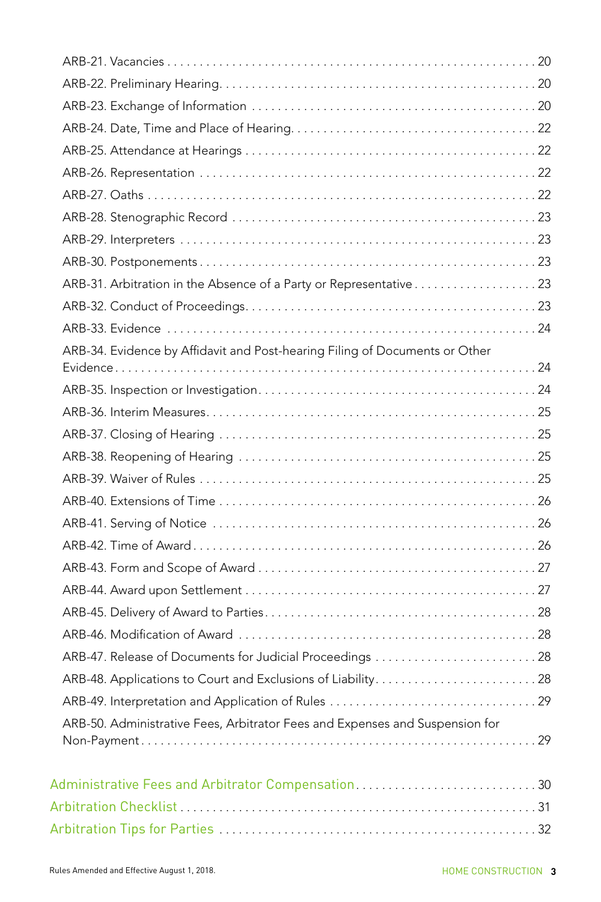ARB-21. Vacancies . . . . . . . . . . . . . . . . . . . . . . . . . . . . . . . . . . . . . . . . . . . . . . . . . . . . . . . 20

ARB-22. Preliminary Hearing. . . . . . . . . . . . . . . . . . . . . . . . . . . . . . . . . . . . . . . . . . . . . . . . . 20

ARB-23. Exchange of Information . . . . . . . . . . . . . . . . . . . . . . . . . . . . . . . . . . . . . . . . . . . . 20

ARB-24. Date, Time and Place of Hearing. . . . . . . . . . . . . . . . . . . . . . . . . . . . . . . . . . . . . . 22

ARB-25. Attendance at Hearings . . . . . . . . . . . . . . . . . . . . . . . . . . . . . . . . . . . . . . . . . . . . . 22

ARB-26. Representation . . . . . . . . . . . . . . . . . . . . . . . . . . . . . . . . . . . . . . . . . . . . . . . . . . . 22

ARB-27. Oaths . . . . . . . . . . . . . . . . . . . . . . . . . . . . . . . . . . . . . . . . . . . . . . . . . . . . . . . . . . . 22

ARB-28. Stenographic Record . . . . . . . . . . . . . . . . . . . . . . . . . . . . . . . . . . . . . . . . . . . . . . . 23

ARB-29. Interpreters . . . . . . . . . . . . . . . . . . . . . . . . . . . . . . . . . . . . . . . . . . . . . . . . . . . . . . 23

ARB-30. Postponements . . . . . . . . . . . . . . . . . . . . . . . . . . . . . . . . . . . . . . . . . . . . . . . . . . . 23

ARB-31. Arbitration in the Absence of a Party or Representative . . . . . . . . . . . . . . . . . . . 23

ARB-32. Conduct of Proceedings. . . . . . . . . . . . . . . . . . . . . . . . . . . . . . . . . . . . . . . . . . . . . 23

ARB-33. Evidence . . . . . . . . . . . . . . . . . . . . . . . . . . . . . . . . . . . . . . . . . . . . . . . . . . . . . . . . . 24

ARB-34. Evidence by Affidavit and Post-hearing Filing of Documents or Other Evidence . . . . . . . . . . . . . . . . . . . . . . . . . . . . . . . . . . . . . . . . . . . . . . . . . . . . . . . . . . . . 24

ARB-35. Inspection or Investigation. . . . . . . . . . . . . . . . . . . . . . . . . . . . . . . . . . . . . . . . . . . 24

ARB-36. Interim Measures. . . . . . . . . . . . . . . . . . . . . . . . . . . . . . . . . . . . . . . . . . . . . . . . . . . 25

ARB-37. Closing of Hearing . . . . . . . . . . . . . . . . . . . . . . . . . . . . . . . . . . . . . . . . . . . . . . . . . 25

ARB-38. Reopening of Hearing . . . . . . . . . . . . . . . . . . . . . . . . . . . . . . . . . . . . . . . . . . . . . . 25

ARB-39. Waiver of Rules . . . . . . . . . . . . . . . . . . . . . . . . . . . . . . . . . . . . . . . . . . . . . . . . . . . 25

ARB-40. Extensions of Time . . . . . . . . . . . . . . . . . . . . . . . . . . . . . . . . . . . . . . . . . . . . . . . . . 26

ARB-41. Serving of Notice . . . . . . . . . . . . . . . . . . . . . . . . . . . . . . . . . . . . . . . . . . . . . . . . . . 26

ARB-42. Time of Award . . . . . . . . . . . . . . . . . . . . . . . . . . . . . . . . . . . . . . . . . . . . . . . . . . . . 26

ARB-43. Form and Scope of Award . . . . . . . . . . . . . . . . . . . . . . . . . . . . . . . . . . . . . . . . . . . 27

ARB-44. Award upon Settlement . . . . . . . . . . . . . . . . . . . . . . . . . . . . . . . . . . . . . . . . . . . . . 27

ARB-45. Delivery of Award to Parties . . . . . . . . . . . . . . . . . . . . . . . . . . . . . . . . . . . . . . . . . 28

ARB-46. Modification of Award . . . . . . . . . . . . . . . . . . . . . . . . . . . . . . . . . . . . . . . . . . . . . . 28

ARB-47. Release of Documents for Judicial Proceedings . . . . . . . . . . . . . . . . . . . . . . . . . 28

ARB-48. Applications to Court and Exclusions of Liability. . . . . . . . . . . . . . . . . . . . . . . . . 28

ARB-49. Interpretation and Application of Rules . . . . . . . . . . . . . . . . . . . . . . . . . . . . . . . . 29

ARB-50. Administrative Fees, Arbitrator Fees and Expenses and Suspension for Non-Payment . . . . . . . . . . . . . . . . . . . . . . . . . . . . . . . . . . . . . . . . . . . . . . . . . . . . . . . 29

Administrative Fees and Arbitrator Compensation . . . . . . . . . . . . . . . . . . . . . . . . . . . . . 30

Arbitration Checklist . . . . . . . . . . . . . . . . . . . . . . . . . . . . . . . . . . . . . . . . . . . . . . . . . . . . . . 31

Arbitration Tips for Parties . . . . . . . . . . . . . . . . . . . . . . . . . . . . . . . . . . . . . . . . . . . . . . . . . 32

Rules Amended and Effective August 1, 2018.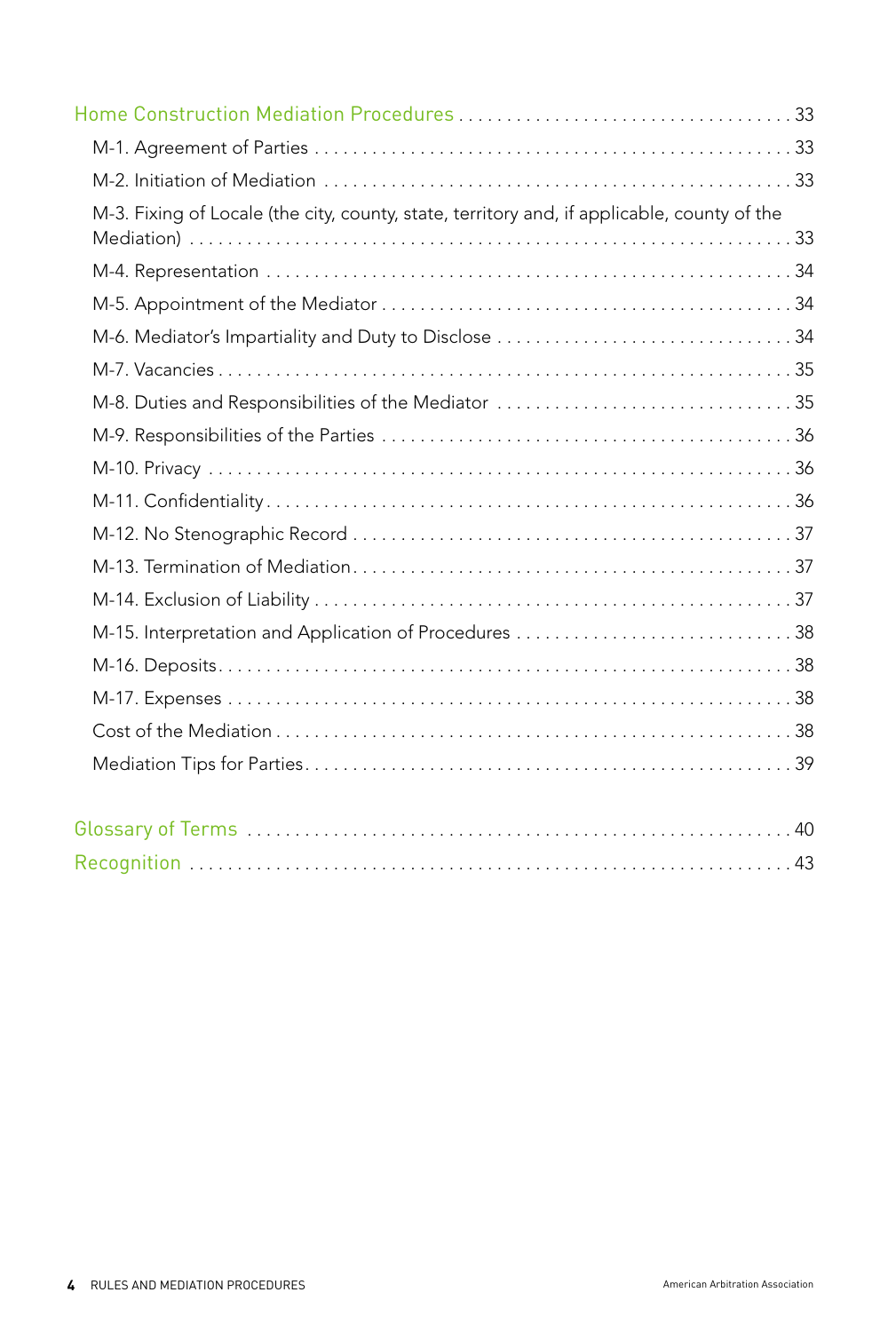Home Construction Mediation Procedures . . . . . . . . . . 33

- M-1. Agreement of Parties . . . . . . . . . . 33
- M-2. Initiation of Mediation . . . . . . . . . . 33
- M-3. Fixing of Locale (the city, county, state, territory and, if applicable, county of the Mediation) . . . . . . . . . . 33
- M-4. Representation . . . . . . . . . . 34
- M-5. Appointment of the Mediator . . . . . . . . . . 34
- M-6. Mediator's Impartiality and Duty to Disclose . . . . . . . . . . 34
- M-7. Vacancies . . . . . . . . . . 35
- M-8. Duties and Responsibilities of the Mediator . . . . . . . . . . 35
- M-9. Responsibilities of the Parties . . . . . . . . . . 36
- M-10. Privacy . . . . . . . . . . 36
- M-11. Confidentiality . . . . . . . . . . 36
- M-12. No Stenographic Record . . . . . . . . . . 37
- M-13. Termination of Mediation . . . . . . . . . . 37
- M-14. Exclusion of Liability . . . . . . . . . . 37
- M-15. Interpretation and Application of Procedures . . . . . . . . . . 38
- M-16. Deposits . . . . . . . . . . 38
- M-17. Expenses . . . . . . . . . . 38
- Cost of the Mediation . . . . . . . . . . 38
- Mediation Tips for Parties . . . . . . . . . . 39

Glossary of Terms . . . . . . . . . . 40

Recognition . . . . . . . . . . 43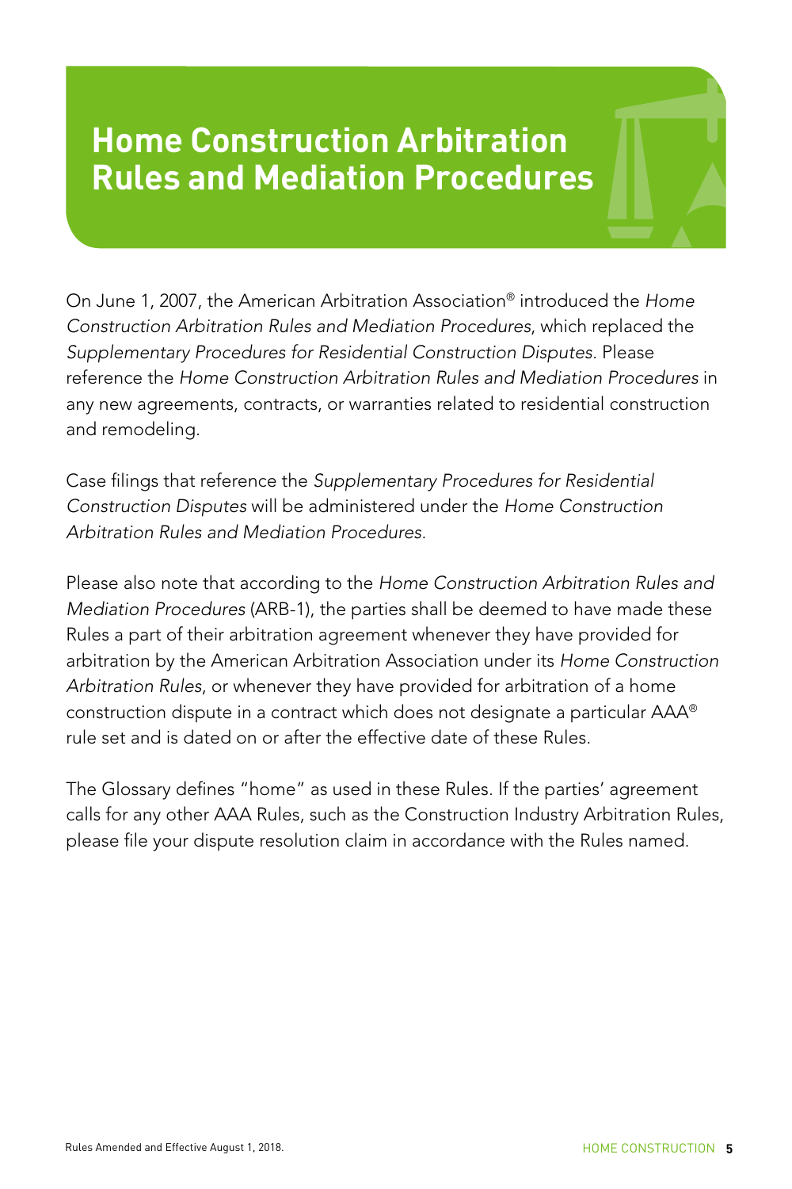# Home Construction Arbitration Rules and Mediation Procedures

On June 1, 2007, the American Arbitration Association® introduced the *Home Construction Arbitration Rules and Mediation Procedures*, which replaced the *Supplementary Procedures for Residential Construction Disputes.* Please reference the *Home Construction Arbitration Rules and Mediation Procedures* in any new agreements, contracts, or warranties related to residential construction and remodeling.

Case filings that reference the *Supplementary Procedures for Residential Construction Disputes* will be administered under the *Home Construction Arbitration Rules and Mediation Procedures.*

Please also note that according to the *Home Construction Arbitration Rules and Mediation Procedures* (ARB-1), the parties shall be deemed to have made these Rules a part of their arbitration agreement whenever they have provided for arbitration by the American Arbitration Association under its *Home Construction Arbitration Rules*, or whenever they have provided for arbitration of a home construction dispute in a contract which does not designate a particular AAA® rule set and is dated on or after the effective date of these Rules.

The Glossary defines "home" as used in these Rules. If the parties' agreement calls for any other AAA Rules, such as the Construction Industry Arbitration Rules, please file your dispute resolution claim in accordance with the Rules named.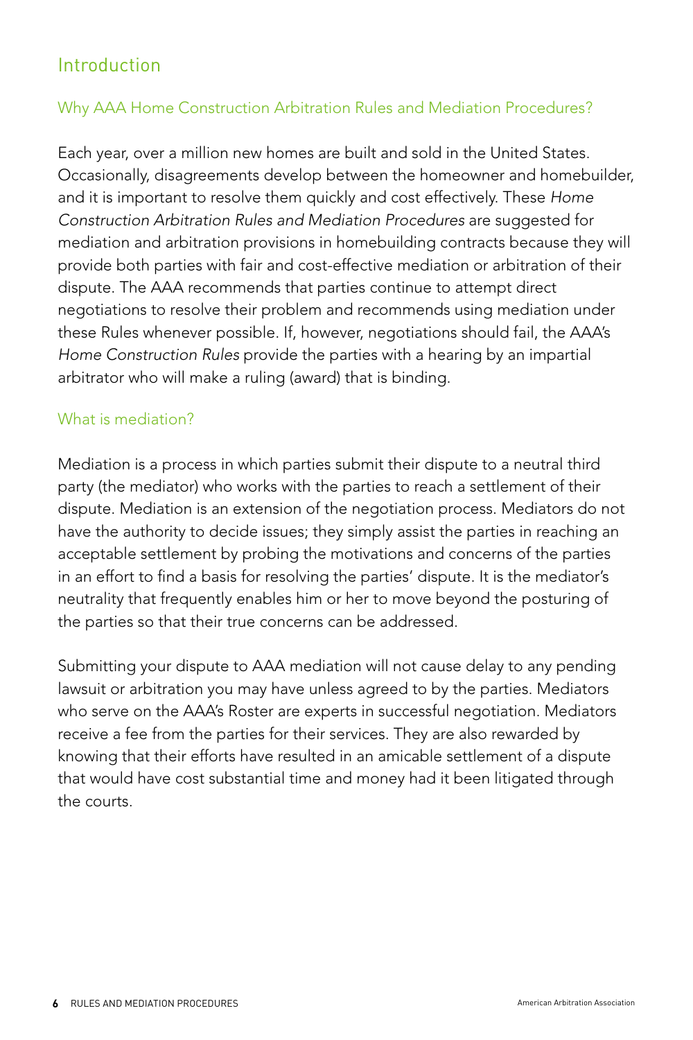## Introduction

### Why AAA Home Construction Arbitration Rules and Mediation Procedures?

Each year, over a million new homes are built and sold in the United States. Occasionally, disagreements develop between the homeowner and homebuilder, and it is important to resolve them quickly and cost effectively. These *Home Construction Arbitration Rules and Mediation Procedures* are suggested for mediation and arbitration provisions in homebuilding contracts because they will provide both parties with fair and cost-effective mediation or arbitration of their dispute. The AAA recommends that parties continue to attempt direct negotiations to resolve their problem and recommends using mediation under these Rules whenever possible. If, however, negotiations should fail, the AAA's *Home Construction Rules* provide the parties with a hearing by an impartial arbitrator who will make a ruling (award) that is binding.

### What is mediation?

Mediation is a process in which parties submit their dispute to a neutral third party (the mediator) who works with the parties to reach a settlement of their dispute. Mediation is an extension of the negotiation process. Mediators do not have the authority to decide issues; they simply assist the parties in reaching an acceptable settlement by probing the motivations and concerns of the parties in an effort to find a basis for resolving the parties' dispute. It is the mediator's neutrality that frequently enables him or her to move beyond the posturing of the parties so that their true concerns can be addressed.

Submitting your dispute to AAA mediation will not cause delay to any pending lawsuit or arbitration you may have unless agreed to by the parties. Mediators who serve on the AAA's Roster are experts in successful negotiation. Mediators receive a fee from the parties for their services. They are also rewarded by knowing that their efforts have resulted in an amicable settlement of a dispute that would have cost substantial time and money had it been litigated through the courts.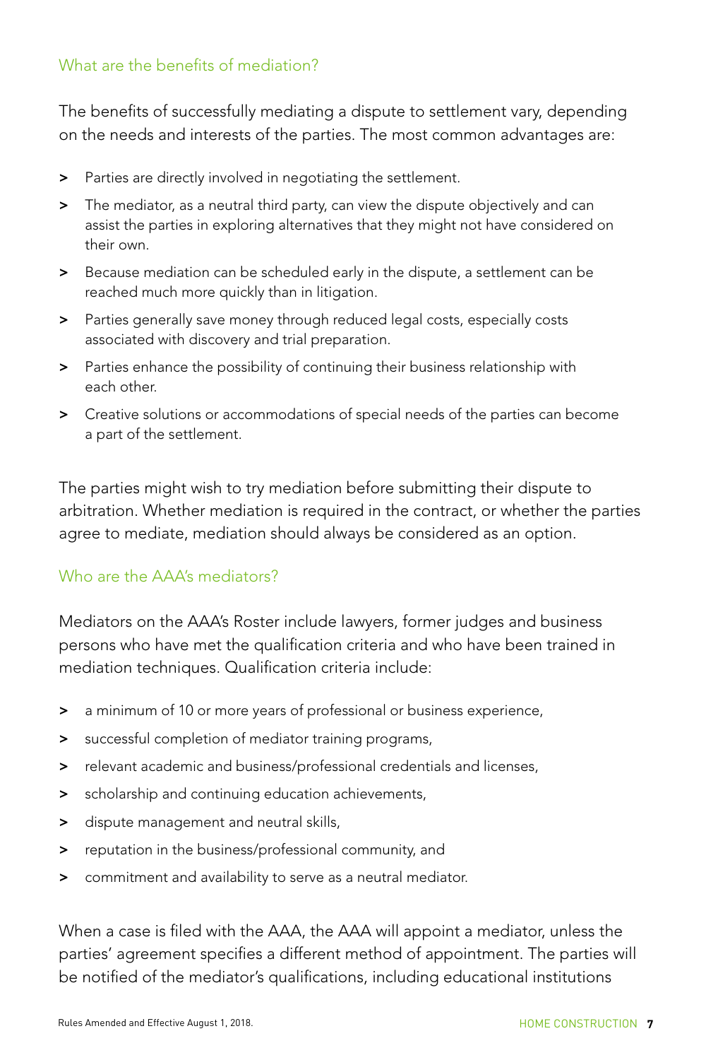## What are the benefits of mediation?

The benefits of successfully mediating a dispute to settlement vary, depending on the needs and interests of the parties. The most common advantages are:

- Parties are directly involved in negotiating the settlement.
- The mediator, as a neutral third party, can view the dispute objectively and can assist the parties in exploring alternatives that they might not have considered on their own.
- Because mediation can be scheduled early in the dispute, a settlement can be reached much more quickly than in litigation.
- Parties generally save money through reduced legal costs, especially costs associated with discovery and trial preparation.
- Parties enhance the possibility of continuing their business relationship with each other.
- Creative solutions or accommodations of special needs of the parties can become a part of the settlement.

The parties might wish to try mediation before submitting their dispute to arbitration. Whether mediation is required in the contract, or whether the parties agree to mediate, mediation should always be considered as an option.

## Who are the AAA's mediators?

Mediators on the AAA's Roster include lawyers, former judges and business persons who have met the qualification criteria and who have been trained in mediation techniques. Qualification criteria include:

- a minimum of 10 or more years of professional or business experience,
- successful completion of mediator training programs,
- relevant academic and business/professional credentials and licenses,
- scholarship and continuing education achievements,
- dispute management and neutral skills,
- reputation in the business/professional community, and
- commitment and availability to serve as a neutral mediator.

When a case is filed with the AAA, the AAA will appoint a mediator, unless the parties' agreement specifies a different method of appointment. The parties will be notified of the mediator's qualifications, including educational institutions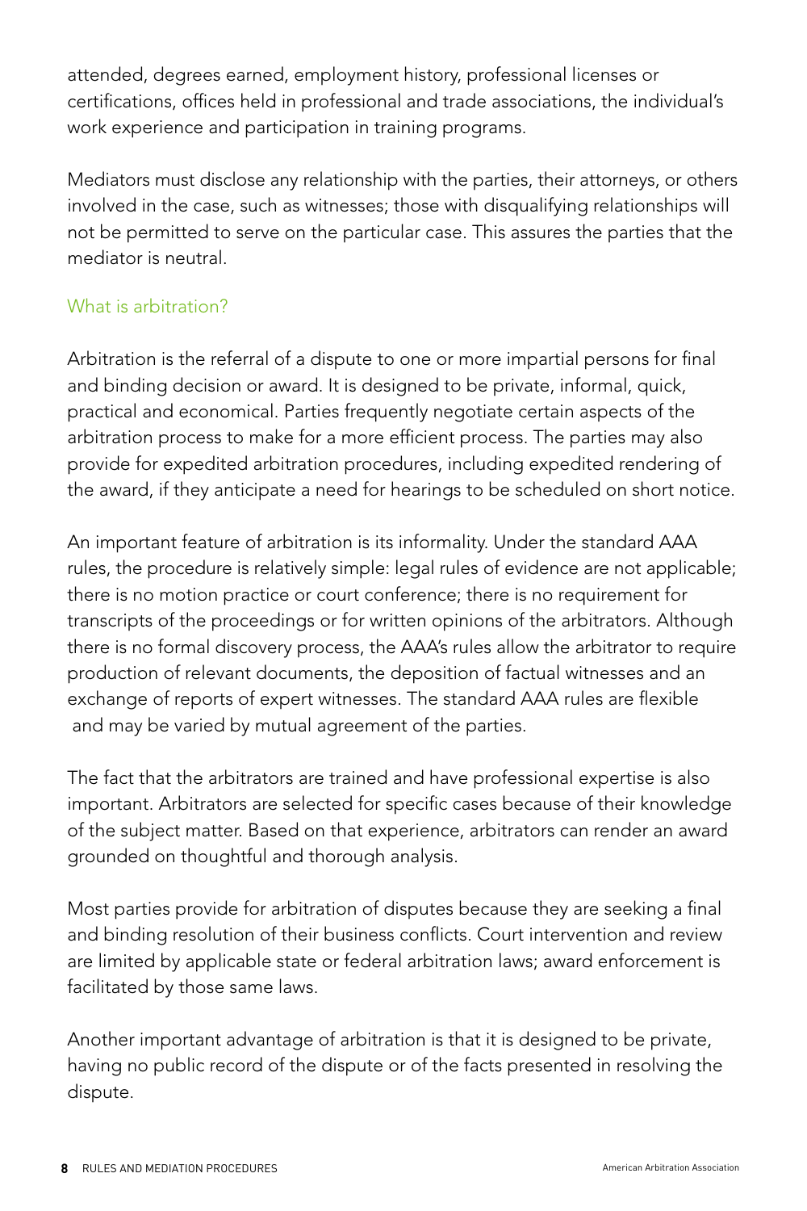attended, degrees earned, employment history, professional licenses or certifications, offices held in professional and trade associations, the individual's work experience and participation in training programs.

Mediators must disclose any relationship with the parties, their attorneys, or others involved in the case, such as witnesses; those with disqualifying relationships will not be permitted to serve on the particular case. This assures the parties that the mediator is neutral.

## What is arbitration?

Arbitration is the referral of a dispute to one or more impartial persons for final and binding decision or award. It is designed to be private, informal, quick, practical and economical. Parties frequently negotiate certain aspects of the arbitration process to make for a more efficient process. The parties may also provide for expedited arbitration procedures, including expedited rendering of the award, if they anticipate a need for hearings to be scheduled on short notice.

An important feature of arbitration is its informality. Under the standard AAA rules, the procedure is relatively simple: legal rules of evidence are not applicable; there is no motion practice or court conference; there is no requirement for transcripts of the proceedings or for written opinions of the arbitrators. Although there is no formal discovery process, the AAA's rules allow the arbitrator to require production of relevant documents, the deposition of factual witnesses and an exchange of reports of expert witnesses. The standard AAA rules are flexible and may be varied by mutual agreement of the parties.

The fact that the arbitrators are trained and have professional expertise is also important. Arbitrators are selected for specific cases because of their knowledge of the subject matter. Based on that experience, arbitrators can render an award grounded on thoughtful and thorough analysis.

Most parties provide for arbitration of disputes because they are seeking a final and binding resolution of their business conflicts. Court intervention and review are limited by applicable state or federal arbitration laws; award enforcement is facilitated by those same laws.

Another important advantage of arbitration is that it is designed to be private, having no public record of the dispute or of the facts presented in resolving the dispute.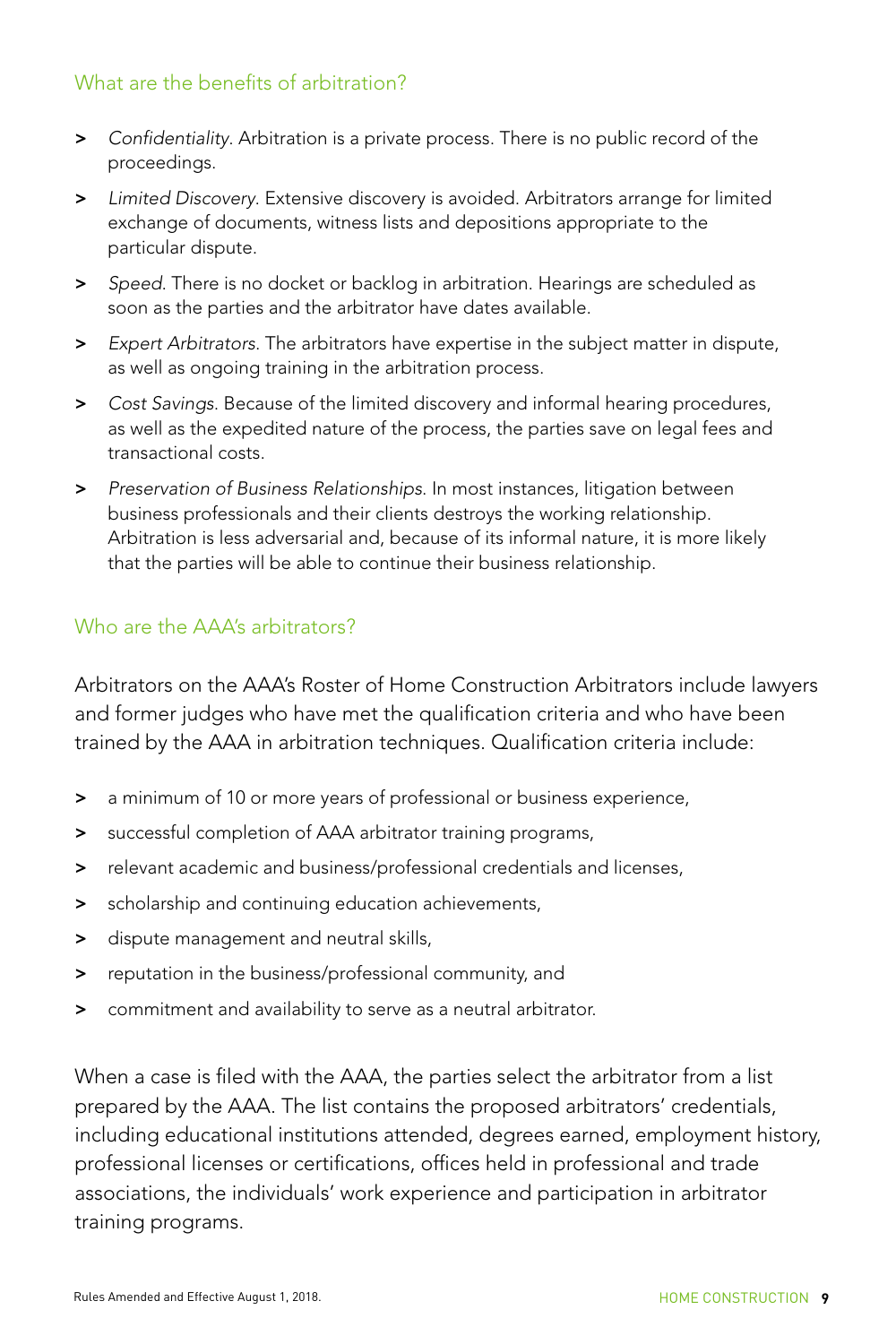## What are the benefits of arbitration?

- *Confidentiality*. Arbitration is a private process. There is no public record of the proceedings.
- *Limited Discovery*. Extensive discovery is avoided. Arbitrators arrange for limited exchange of documents, witness lists and depositions appropriate to the particular dispute.
- *Speed*. There is no docket or backlog in arbitration. Hearings are scheduled as soon as the parties and the arbitrator have dates available.
- *Expert Arbitrators*. The arbitrators have expertise in the subject matter in dispute, as well as ongoing training in the arbitration process.
- *Cost Savings*. Because of the limited discovery and informal hearing procedures, as well as the expedited nature of the process, the parties save on legal fees and transactional costs.
- *Preservation of Business Relationships*. In most instances, litigation between business professionals and their clients destroys the working relationship. Arbitration is less adversarial and, because of its informal nature, it is more likely that the parties will be able to continue their business relationship.

## Who are the AAA's arbitrators?

Arbitrators on the AAA's Roster of Home Construction Arbitrators include lawyers and former judges who have met the qualification criteria and who have been trained by the AAA in arbitration techniques. Qualification criteria include:

- a minimum of 10 or more years of professional or business experience,
- successful completion of AAA arbitrator training programs,
- relevant academic and business/professional credentials and licenses,
- scholarship and continuing education achievements,
- dispute management and neutral skills,
- reputation in the business/professional community, and
- commitment and availability to serve as a neutral arbitrator.

When a case is filed with the AAA, the parties select the arbitrator from a list prepared by the AAA. The list contains the proposed arbitrators' credentials, including educational institutions attended, degrees earned, employment history, professional licenses or certifications, offices held in professional and trade associations, the individuals' work experience and participation in arbitrator training programs.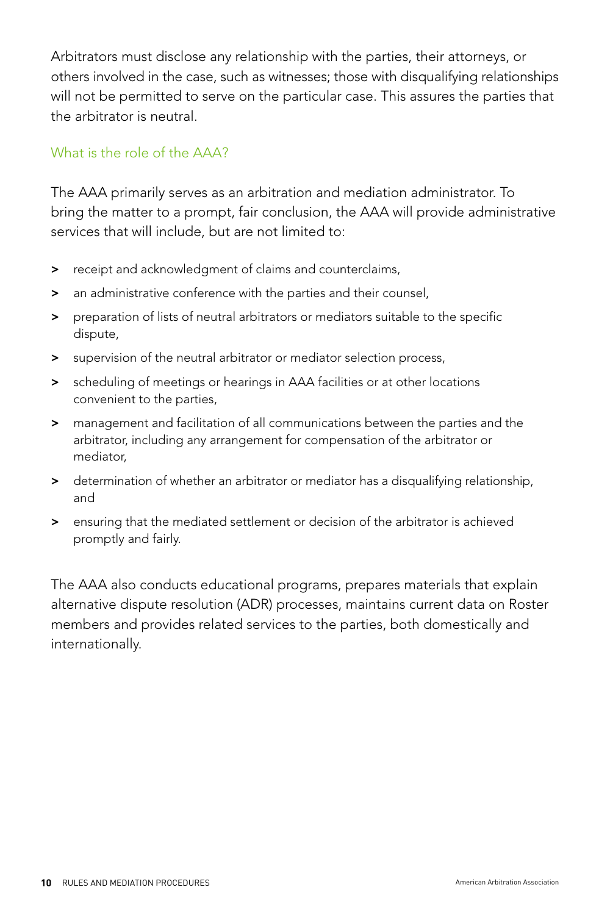Arbitrators must disclose any relationship with the parties, their attorneys, or others involved in the case, such as witnesses; those with disqualifying relationships will not be permitted to serve on the particular case. This assures the parties that the arbitrator is neutral.

### What is the role of the AAA?

The AAA primarily serves as an arbitration and mediation administrator. To bring the matter to a prompt, fair conclusion, the AAA will provide administrative services that will include, but are not limited to:

- receipt and acknowledgment of claims and counterclaims,
- an administrative conference with the parties and their counsel,
- preparation of lists of neutral arbitrators or mediators suitable to the specific dispute,
- supervision of the neutral arbitrator or mediator selection process,
- scheduling of meetings or hearings in AAA facilities or at other locations convenient to the parties,
- management and facilitation of all communications between the parties and the arbitrator, including any arrangement for compensation of the arbitrator or mediator,
- determination of whether an arbitrator or mediator has a disqualifying relationship, and
- ensuring that the mediated settlement or decision of the arbitrator is achieved promptly and fairly.

The AAA also conducts educational programs, prepares materials that explain alternative dispute resolution (ADR) processes, maintains current data on Roster members and provides related services to the parties, both domestically and internationally.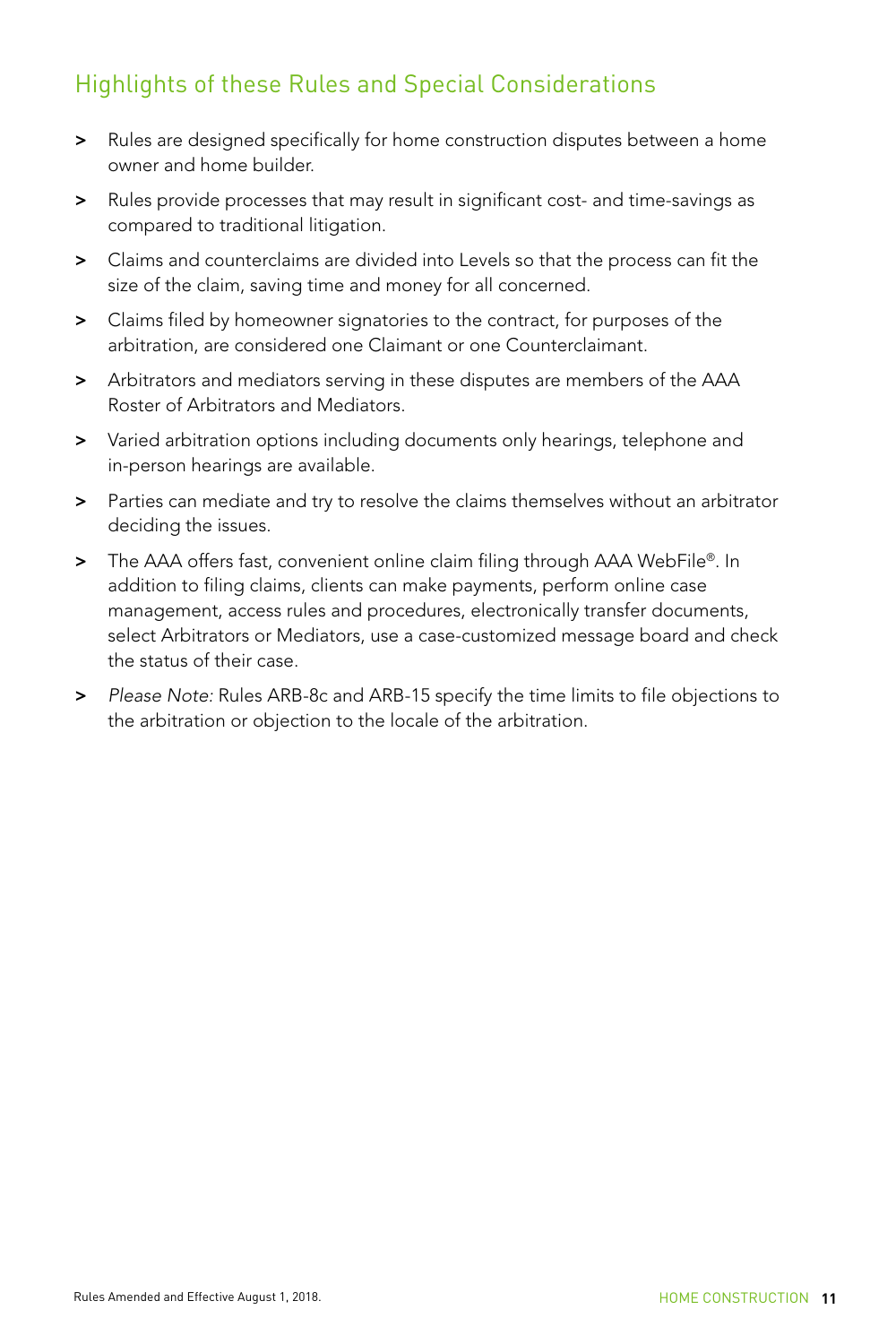## Highlights of these Rules and Special Considerations

- Rules are designed specifically for home construction disputes between a home owner and home builder.
- Rules provide processes that may result in significant cost- and time-savings as compared to traditional litigation.
- Claims and counterclaims are divided into Levels so that the process can fit the size of the claim, saving time and money for all concerned.
- Claims filed by homeowner signatories to the contract, for purposes of the arbitration, are considered one Claimant or one Counterclaimant.
- Arbitrators and mediators serving in these disputes are members of the AAA Roster of Arbitrators and Mediators.
- Varied arbitration options including documents only hearings, telephone and in-person hearings are available.
- Parties can mediate and try to resolve the claims themselves without an arbitrator deciding the issues.
- The AAA offers fast, convenient online claim filing through AAA WebFile®. In addition to filing claims, clients can make payments, perform online case management, access rules and procedures, electronically transfer documents, select Arbitrators or Mediators, use a case-customized message board and check the status of their case.
- *Please Note:* Rules ARB-8c and ARB-15 specify the time limits to file objections to the arbitration or objection to the locale of the arbitration.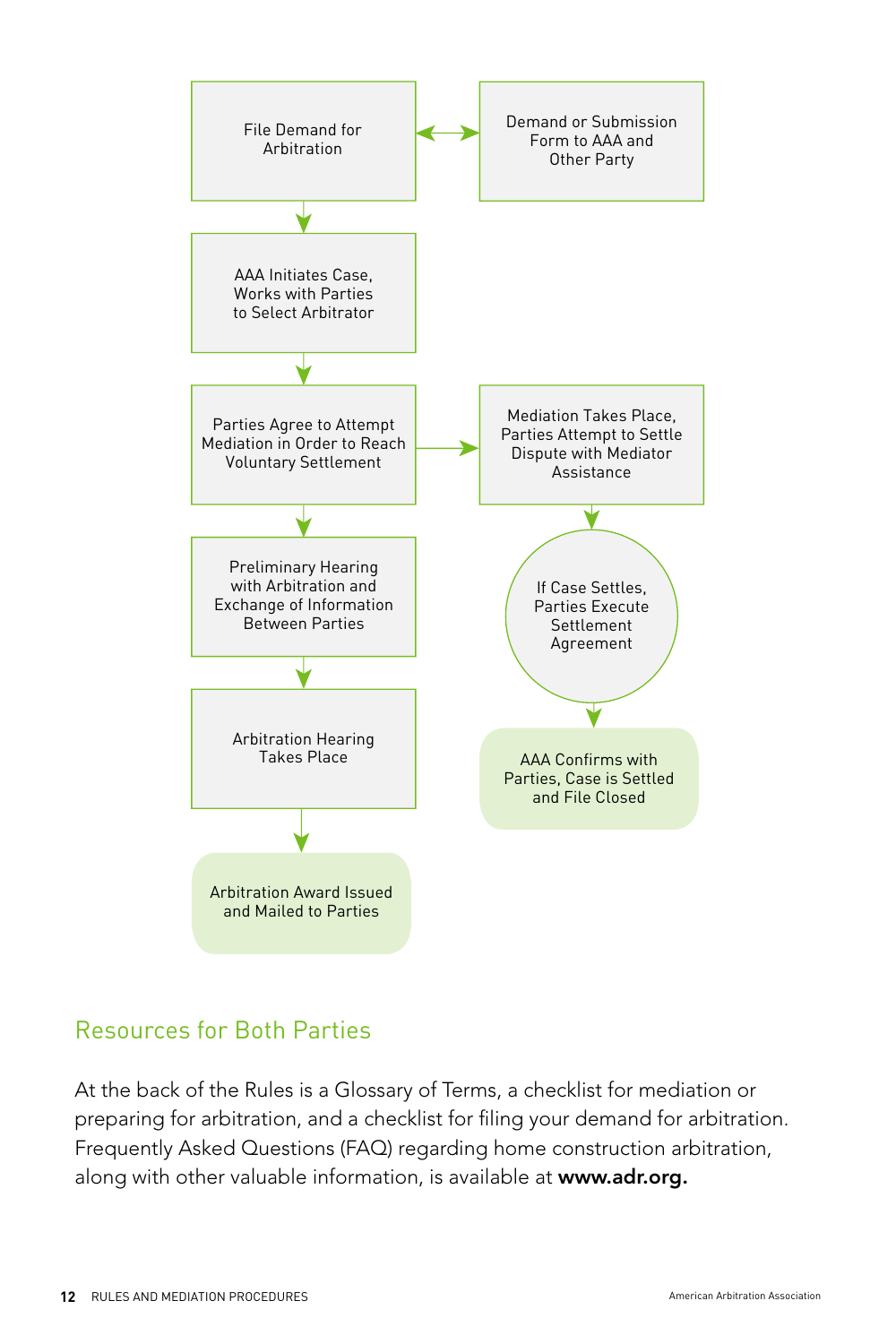File Demand for Arbitration

Demand or Submission Form to AAA and Other Party

AAA Initiates Case, Works with Parties to Select Arbitrator

Parties Agree to Attempt Mediation in Order to Reach Voluntary Settlement

Mediation Takes Place, Parties Attempt to Settle Dispute with Mediator Assistance

Preliminary Hearing with Arbitration and Exchange of Information Between Parties

If Case Settles, Parties Execute Settlement Agreement

Arbitration Hearing Takes Place

AAA Confirms with Parties, Case is Settled and File Closed

Arbitration Award Issued and Mailed to Parties

## Resources for Both Parties

At the back of the Rules is a Glossary of Terms, a checklist for mediation or preparing for arbitration, and a checklist for filing your demand for arbitration. Frequently Asked Questions (FAQ) regarding home construction arbitration, along with other valuable information, is available at **www.adr.org.**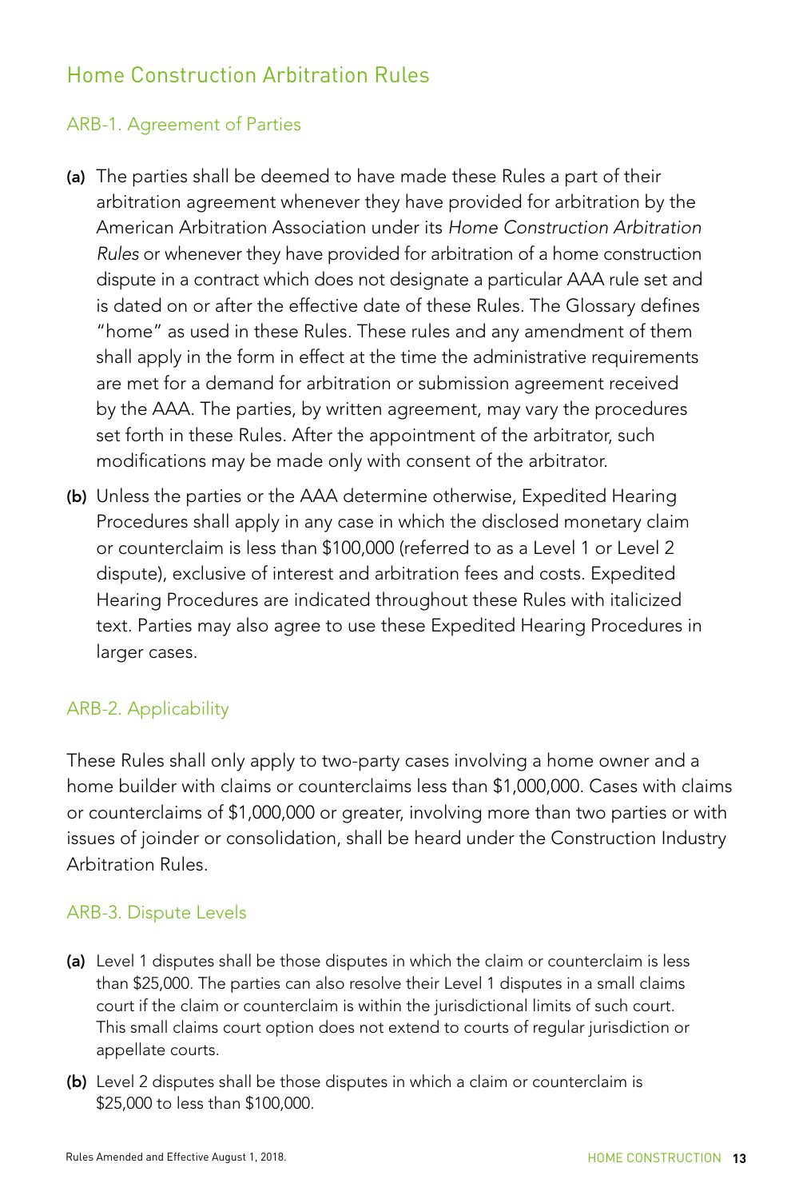## Home Construction Arbitration Rules

### ARB-1. Agreement of Parties

**(a)** The parties shall be deemed to have made these Rules a part of their arbitration agreement whenever they have provided for arbitration by the American Arbitration Association under its *Home Construction Arbitration Rules* or whenever they have provided for arbitration of a home construction dispute in a contract which does not designate a particular AAA rule set and is dated on or after the effective date of these Rules. The Glossary defines "home" as used in these Rules. These rules and any amendment of them shall apply in the form in effect at the time the administrative requirements are met for a demand for arbitration or submission agreement received by the AAA. The parties, by written agreement, may vary the procedures set forth in these Rules. After the appointment of the arbitrator, such modifications may be made only with consent of the arbitrator.

**(b)** Unless the parties or the AAA determine otherwise, Expedited Hearing Procedures shall apply in any case in which the disclosed monetary claim or counterclaim is less than $100,000 (referred to as a Level 1 or Level 2 dispute), exclusive of interest and arbitration fees and costs. Expedited Hearing Procedures are indicated throughout these Rules with italicized text. Parties may also agree to use these Expedited Hearing Procedures in larger cases.

### ARB-2. Applicability

These Rules shall only apply to two-party cases involving a home owner and a home builder with claims or counterclaims less than $1,000,000. Cases with claims or counterclaims of $1,000,000 or greater, involving more than two parties or with issues of joinder or consolidation, shall be heard under the Construction Industry Arbitration Rules.

### ARB-3. Dispute Levels

**(a)** Level 1 disputes shall be those disputes in which the claim or counterclaim is less than $25,000. The parties can also resolve their Level 1 disputes in a small claims court if the claim or counterclaim is within the jurisdictional limits of such court. This small claims court option does not extend to courts of regular jurisdiction or appellate courts.

**(b)** Level 2 disputes shall be those disputes in which a claim or counterclaim is $25,000 to less than $100,000.

Rules Amended and Effective August 1, 2018.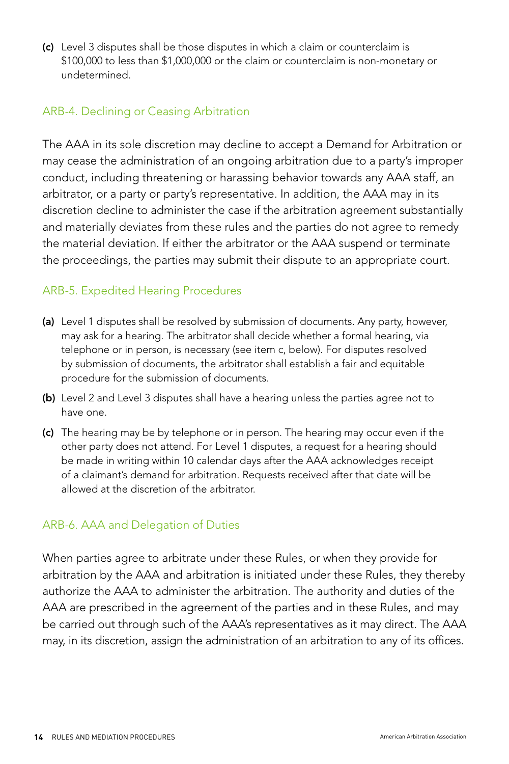**(c)** Level 3 disputes shall be those disputes in which a claim or counterclaim is $100,000 to less than $1,000,000 or the claim or counterclaim is non-monetary or undetermined.

## ARB-4. Declining or Ceasing Arbitration

The AAA in its sole discretion may decline to accept a Demand for Arbitration or may cease the administration of an ongoing arbitration due to a party's improper conduct, including threatening or harassing behavior towards any AAA staff, an arbitrator, or a party or party's representative. In addition, the AAA may in its discretion decline to administer the case if the arbitration agreement substantially and materially deviates from these rules and the parties do not agree to remedy the material deviation. If either the arbitrator or the AAA suspend or terminate the proceedings, the parties may submit their dispute to an appropriate court.

## ARB-5. Expedited Hearing Procedures

**(a)** Level 1 disputes shall be resolved by submission of documents. Any party, however, may ask for a hearing. The arbitrator shall decide whether a formal hearing, via telephone or in person, is necessary (see item c, below). For disputes resolved by submission of documents, the arbitrator shall establish a fair and equitable procedure for the submission of documents.

**(b)** Level 2 and Level 3 disputes shall have a hearing unless the parties agree not to have one.

**(c)** The hearing may be by telephone or in person. The hearing may occur even if the other party does not attend. For Level 1 disputes, a request for a hearing should be made in writing within 10 calendar days after the AAA acknowledges receipt of a claimant's demand for arbitration. Requests received after that date will be allowed at the discretion of the arbitrator.

## ARB-6. AAA and Delegation of Duties

When parties agree to arbitrate under these Rules, or when they provide for arbitration by the AAA and arbitration is initiated under these Rules, they thereby authorize the AAA to administer the arbitration. The authority and duties of the AAA are prescribed in the agreement of the parties and in these Rules, and may be carried out through such of the AAA's representatives as it may direct. The AAA may, in its discretion, assign the administration of an arbitration to any of its offices.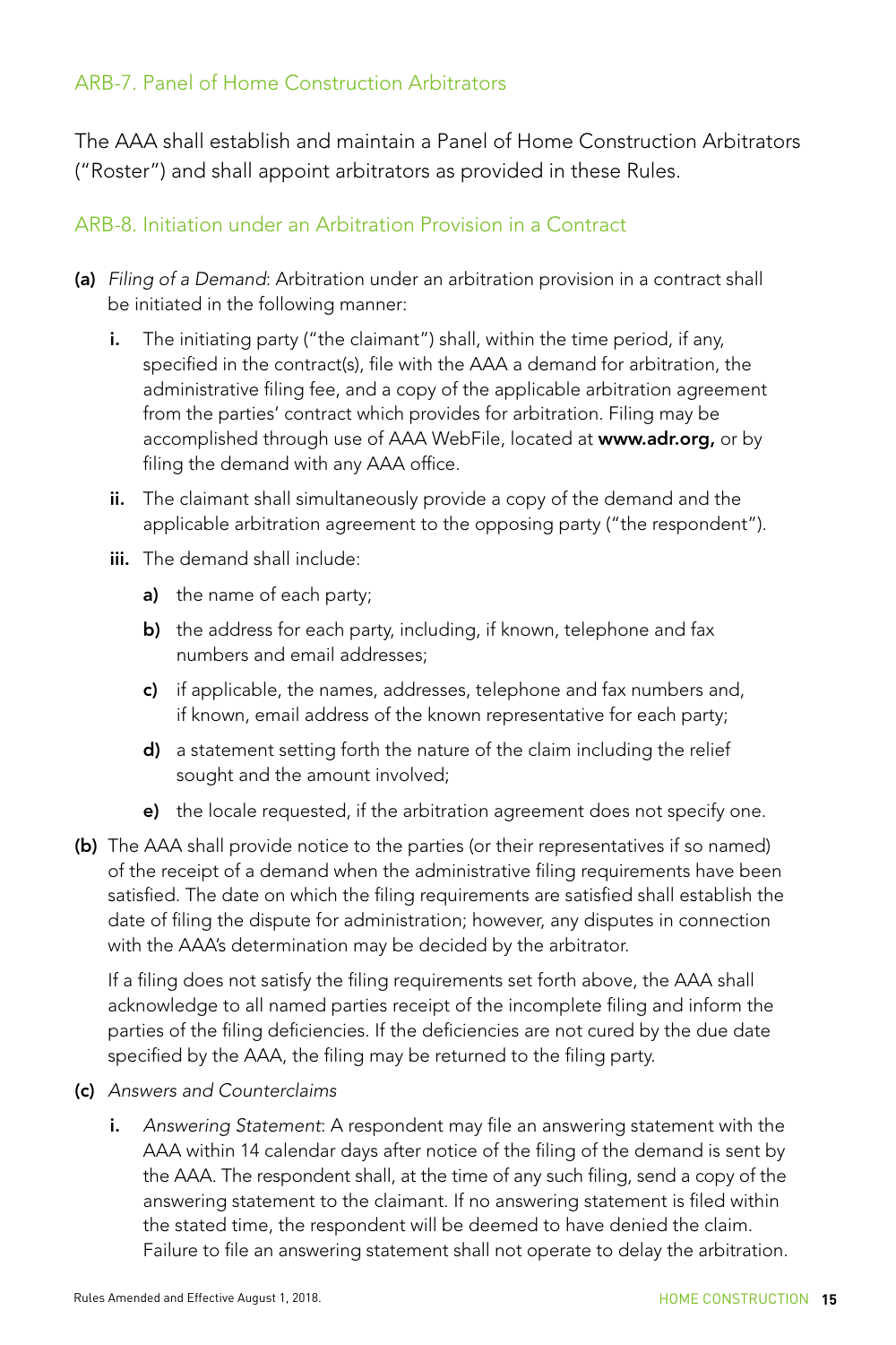## ARB-7. Panel of Home Construction Arbitrators

The AAA shall establish and maintain a Panel of Home Construction Arbitrators ("Roster") and shall appoint arbitrators as provided in these Rules.

## ARB-8. Initiation under an Arbitration Provision in a Contract

**(a)** *Filing of a Demand*: Arbitration under an arbitration provision in a contract shall be initiated in the following manner:

**i.** The initiating party ("the claimant") shall, within the time period, if any, specified in the contract(s), file with the AAA a demand for arbitration, the administrative filing fee, and a copy of the applicable arbitration agreement from the parties' contract which provides for arbitration. Filing may be accomplished through use of AAA WebFile, located at **www.adr.org,** or by filing the demand with any AAA office.

**ii.** The claimant shall simultaneously provide a copy of the demand and the applicable arbitration agreement to the opposing party ("the respondent").

**iii.** The demand shall include:

**a)** the name of each party;

**b)** the address for each party, including, if known, telephone and fax numbers and email addresses;

**c)** if applicable, the names, addresses, telephone and fax numbers and, if known, email address of the known representative for each party;

**d)** a statement setting forth the nature of the claim including the relief sought and the amount involved;

**e)** the locale requested, if the arbitration agreement does not specify one.

**(b)** The AAA shall provide notice to the parties (or their representatives if so named) of the receipt of a demand when the administrative filing requirements have been satisfied. The date on which the filing requirements are satisfied shall establish the date of filing the dispute for administration; however, any disputes in connection with the AAA's determination may be decided by the arbitrator.

If a filing does not satisfy the filing requirements set forth above, the AAA shall acknowledge to all named parties receipt of the incomplete filing and inform the parties of the filing deficiencies. If the deficiencies are not cured by the due date specified by the AAA, the filing may be returned to the filing party.

**(c)** *Answers and Counterclaims*

**i.** *Answering Statement*: A respondent may file an answering statement with the AAA within 14 calendar days after notice of the filing of the demand is sent by the AAA. The respondent shall, at the time of any such filing, send a copy of the answering statement to the claimant. If no answering statement is filed within the stated time, the respondent will be deemed to have denied the claim. Failure to file an answering statement shall not operate to delay the arbitration.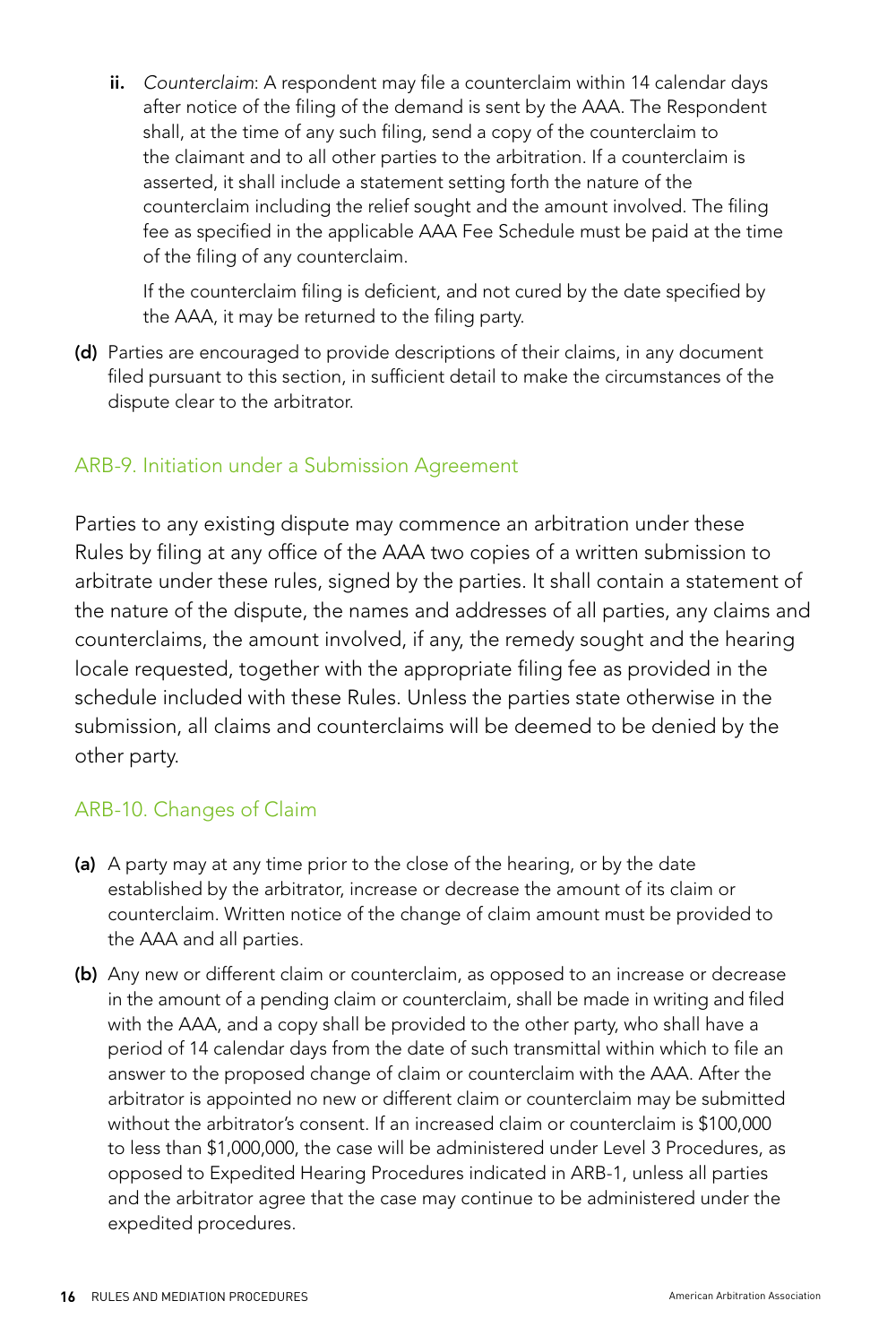ii. *Counterclaim*: A respondent may file a counterclaim within 14 calendar days after notice of the filing of the demand is sent by the AAA. The Respondent shall, at the time of any such filing, send a copy of the counterclaim to the claimant and to all other parties to the arbitration. If a counterclaim is asserted, it shall include a statement setting forth the nature of the counterclaim including the relief sought and the amount involved. The filing fee as specified in the applicable AAA Fee Schedule must be paid at the time of the filing of any counterclaim.

   If the counterclaim filing is deficient, and not cured by the date specified by the AAA, it may be returned to the filing party.

**(d)** Parties are encouraged to provide descriptions of their claims, in any document filed pursuant to this section, in sufficient detail to make the circumstances of the dispute clear to the arbitrator.

## ARB-9. Initiation under a Submission Agreement

Parties to any existing dispute may commence an arbitration under these Rules by filing at any office of the AAA two copies of a written submission to arbitrate under these rules, signed by the parties. It shall contain a statement of the nature of the dispute, the names and addresses of all parties, any claims and counterclaims, the amount involved, if any, the remedy sought and the hearing locale requested, together with the appropriate filing fee as provided in the schedule included with these Rules. Unless the parties state otherwise in the submission, all claims and counterclaims will be deemed to be denied by the other party.

## ARB-10. Changes of Claim

**(a)** A party may at any time prior to the close of the hearing, or by the date established by the arbitrator, increase or decrease the amount of its claim or counterclaim. Written notice of the change of claim amount must be provided to the AAA and all parties.

**(b)** Any new or different claim or counterclaim, as opposed to an increase or decrease in the amount of a pending claim or counterclaim, shall be made in writing and filed with the AAA, and a copy shall be provided to the other party, who shall have a period of 14 calendar days from the date of such transmittal within which to file an answer to the proposed change of claim or counterclaim with the AAA. After the arbitrator is appointed no new or different claim or counterclaim may be submitted without the arbitrator's consent. If an increased claim or counterclaim is $100,000 to less than $1,000,000, the case will be administered under Level 3 Procedures, as opposed to Expedited Hearing Procedures indicated in ARB-1, unless all parties and the arbitrator agree that the case may continue to be administered under the expedited procedures.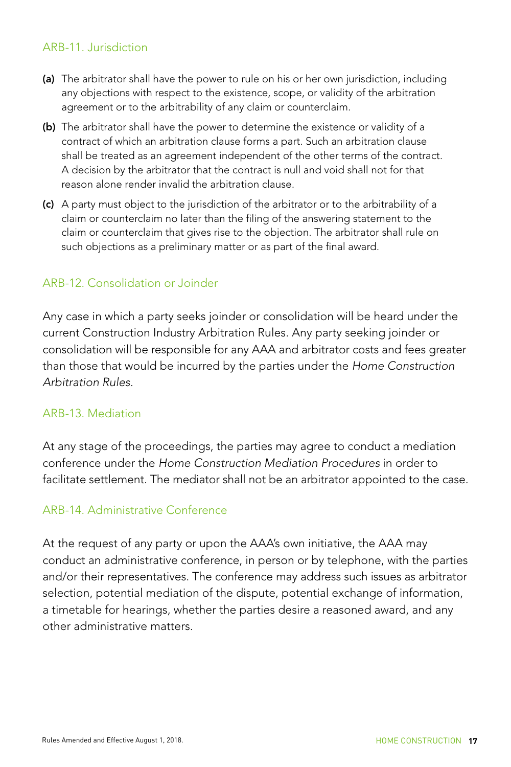## ARB-11. Jurisdiction

**(a)** The arbitrator shall have the power to rule on his or her own jurisdiction, including any objections with respect to the existence, scope, or validity of the arbitration agreement or to the arbitrability of any claim or counterclaim.

**(b)** The arbitrator shall have the power to determine the existence or validity of a contract of which an arbitration clause forms a part. Such an arbitration clause shall be treated as an agreement independent of the other terms of the contract. A decision by the arbitrator that the contract is null and void shall not for that reason alone render invalid the arbitration clause.

**(c)** A party must object to the jurisdiction of the arbitrator or to the arbitrability of a claim or counterclaim no later than the filing of the answering statement to the claim or counterclaim that gives rise to the objection. The arbitrator shall rule on such objections as a preliminary matter or as part of the final award.

## ARB-12. Consolidation or Joinder

Any case in which a party seeks joinder or consolidation will be heard under the current Construction Industry Arbitration Rules. Any party seeking joinder or consolidation will be responsible for any AAA and arbitrator costs and fees greater than those that would be incurred by the parties under the *Home Construction Arbitration Rules*.

## ARB-13. Mediation

At any stage of the proceedings, the parties may agree to conduct a mediation conference under the *Home Construction Mediation Procedures* in order to facilitate settlement. The mediator shall not be an arbitrator appointed to the case.

## ARB-14. Administrative Conference

At the request of any party or upon the AAA's own initiative, the AAA may conduct an administrative conference, in person or by telephone, with the parties and/or their representatives. The conference may address such issues as arbitrator selection, potential mediation of the dispute, potential exchange of information, a timetable for hearings, whether the parties desire a reasoned award, and any other administrative matters.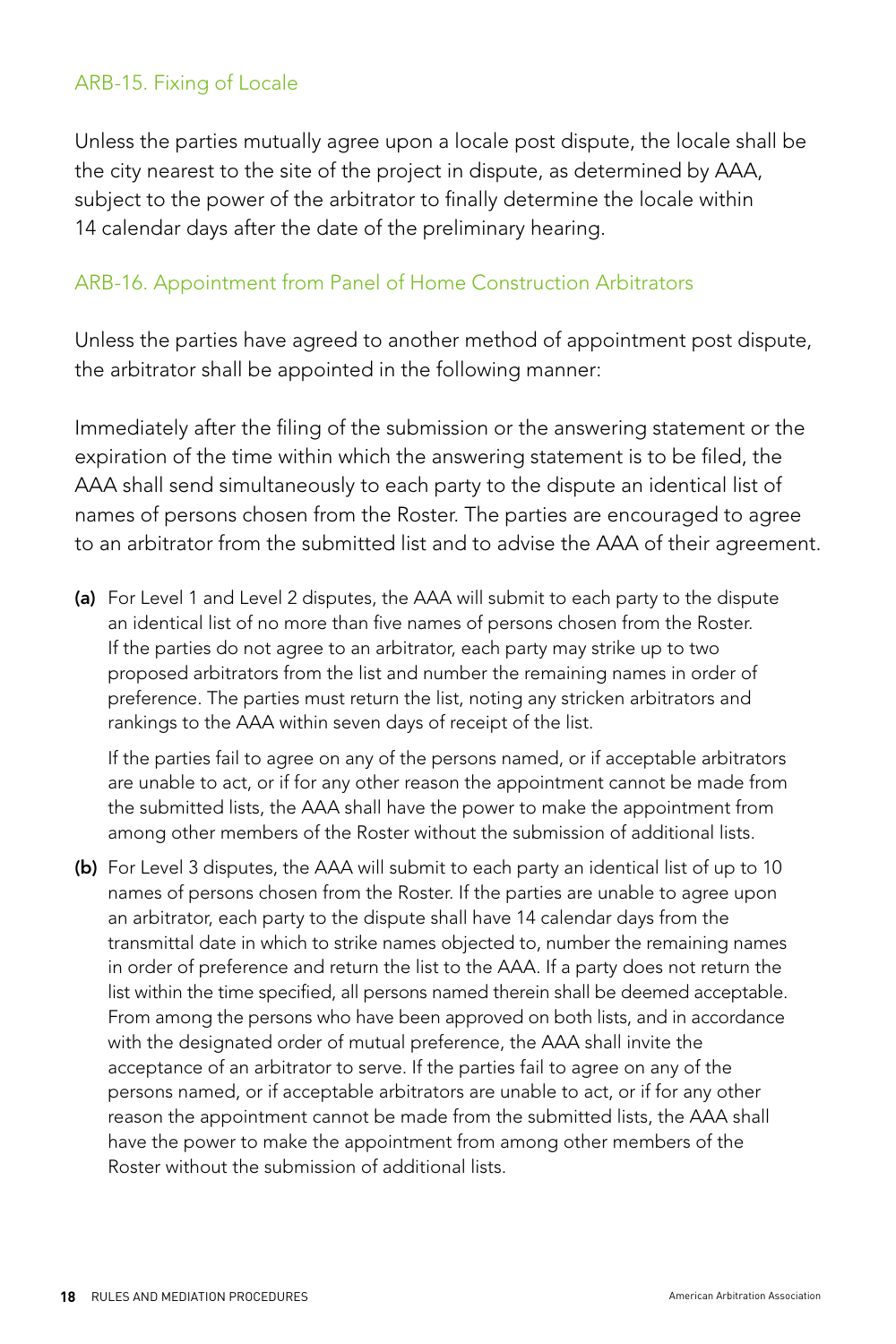## ARB-15. Fixing of Locale

Unless the parties mutually agree upon a locale post dispute, the locale shall be the city nearest to the site of the project in dispute, as determined by AAA, subject to the power of the arbitrator to finally determine the locale within 14 calendar days after the date of the preliminary hearing.

## ARB-16. Appointment from Panel of Home Construction Arbitrators

Unless the parties have agreed to another method of appointment post dispute, the arbitrator shall be appointed in the following manner:

Immediately after the filing of the submission or the answering statement or the expiration of the time within which the answering statement is to be filed, the AAA shall send simultaneously to each party to the dispute an identical list of names of persons chosen from the Roster. The parties are encouraged to agree to an arbitrator from the submitted list and to advise the AAA of their agreement.

**(a)** For Level 1 and Level 2 disputes, the AAA will submit to each party to the dispute an identical list of no more than five names of persons chosen from the Roster. If the parties do not agree to an arbitrator, each party may strike up to two proposed arbitrators from the list and number the remaining names in order of preference. The parties must return the list, noting any stricken arbitrators and rankings to the AAA within seven days of receipt of the list.

If the parties fail to agree on any of the persons named, or if acceptable arbitrators are unable to act, or if for any other reason the appointment cannot be made from the submitted lists, the AAA shall have the power to make the appointment from among other members of the Roster without the submission of additional lists.

**(b)** For Level 3 disputes, the AAA will submit to each party an identical list of up to 10 names of persons chosen from the Roster. If the parties are unable to agree upon an arbitrator, each party to the dispute shall have 14 calendar days from the transmittal date in which to strike names objected to, number the remaining names in order of preference and return the list to the AAA. If a party does not return the list within the time specified, all persons named therein shall be deemed acceptable. From among the persons who have been approved on both lists, and in accordance with the designated order of mutual preference, the AAA shall invite the acceptance of an arbitrator to serve. If the parties fail to agree on any of the persons named, or if acceptable arbitrators are unable to act, or if for any other reason the appointment cannot be made from the submitted lists, the AAA shall have the power to make the appointment from among other members of the Roster without the submission of additional lists.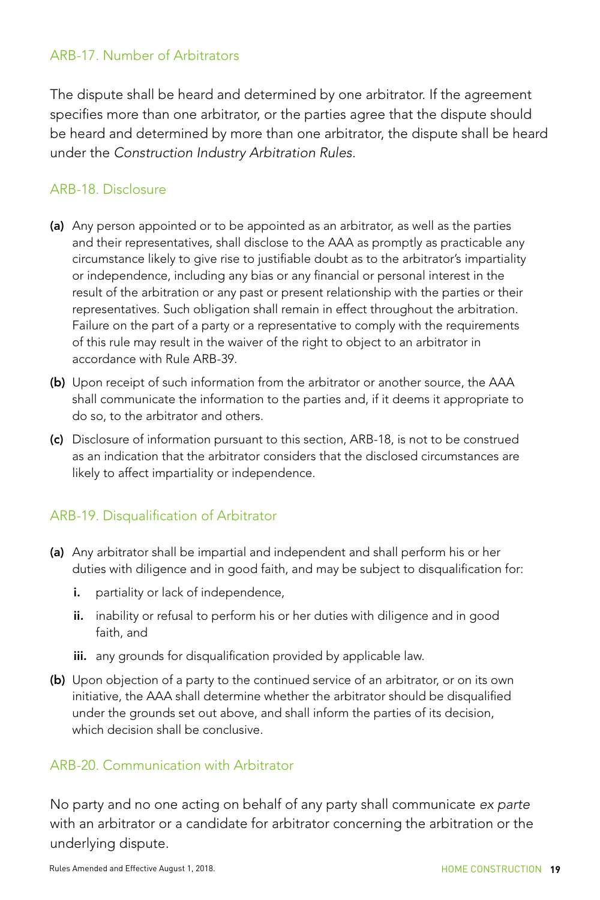## ARB-17. Number of Arbitrators

The dispute shall be heard and determined by one arbitrator. If the agreement specifies more than one arbitrator, or the parties agree that the dispute should be heard and determined by more than one arbitrator, the dispute shall be heard under the *Construction Industry Arbitration Rules.*

## ARB-18. Disclosure

**(a)** Any person appointed or to be appointed as an arbitrator, as well as the parties and their representatives, shall disclose to the AAA as promptly as practicable any circumstance likely to give rise to justifiable doubt as to the arbitrator's impartiality or independence, including any bias or any financial or personal interest in the result of the arbitration or any past or present relationship with the parties or their representatives. Such obligation shall remain in effect throughout the arbitration. Failure on the part of a party or a representative to comply with the requirements of this rule may result in the waiver of the right to object to an arbitrator in accordance with Rule ARB-39.

**(b)** Upon receipt of such information from the arbitrator or another source, the AAA shall communicate the information to the parties and, if it deems it appropriate to do so, to the arbitrator and others.

**(c)** Disclosure of information pursuant to this section, ARB-18, is not to be construed as an indication that the arbitrator considers that the disclosed circumstances are likely to affect impartiality or independence.

## ARB-19. Disqualification of Arbitrator

**(a)** Any arbitrator shall be impartial and independent and shall perform his or her duties with diligence and in good faith, and may be subject to disqualification for:

- **i.** partiality or lack of independence,
- **ii.** inability or refusal to perform his or her duties with diligence and in good faith, and
- **iii.** any grounds for disqualification provided by applicable law.

**(b)** Upon objection of a party to the continued service of an arbitrator, or on its own initiative, the AAA shall determine whether the arbitrator should be disqualified under the grounds set out above, and shall inform the parties of its decision, which decision shall be conclusive.

## ARB-20. Communication with Arbitrator

No party and no one acting on behalf of any party shall communicate *ex parte* with an arbitrator or a candidate for arbitrator concerning the arbitration or the underlying dispute.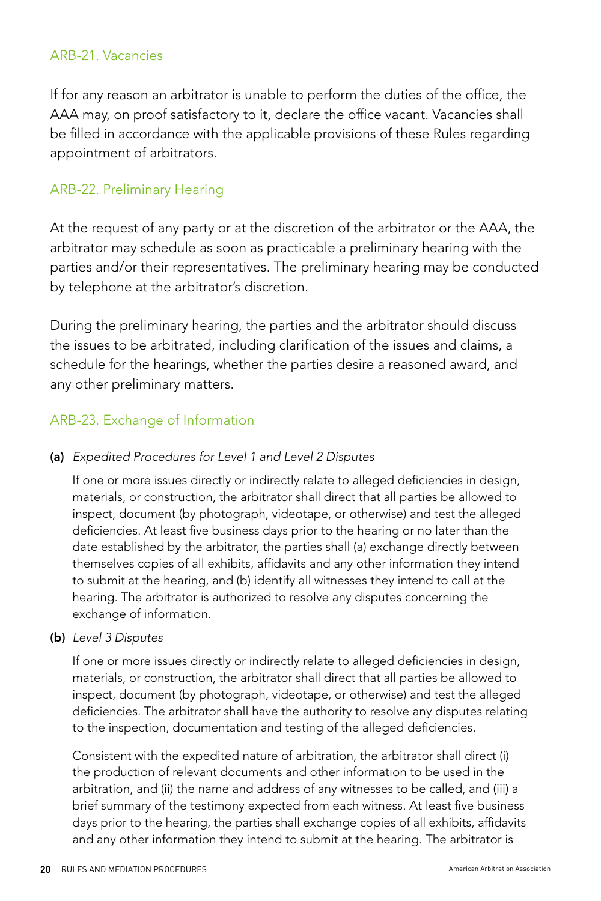## ARB-21. Vacancies

If for any reason an arbitrator is unable to perform the duties of the office, the AAA may, on proof satisfactory to it, declare the office vacant. Vacancies shall be filled in accordance with the applicable provisions of these Rules regarding appointment of arbitrators.

## ARB-22. Preliminary Hearing

At the request of any party or at the discretion of the arbitrator or the AAA, the arbitrator may schedule as soon as practicable a preliminary hearing with the parties and/or their representatives. The preliminary hearing may be conducted by telephone at the arbitrator's discretion.

During the preliminary hearing, the parties and the arbitrator should discuss the issues to be arbitrated, including clarification of the issues and claims, a schedule for the hearings, whether the parties desire a reasoned award, and any other preliminary matters.

## ARB-23. Exchange of Information

**(a)** *Expedited Procedures for Level 1 and Level 2 Disputes*

If one or more issues directly or indirectly relate to alleged deficiencies in design, materials, or construction, the arbitrator shall direct that all parties be allowed to inspect, document (by photograph, videotape, or otherwise) and test the alleged deficiencies. At least five business days prior to the hearing or no later than the date established by the arbitrator, the parties shall (a) exchange directly between themselves copies of all exhibits, affidavits and any other information they intend to submit at the hearing, and (b) identify all witnesses they intend to call at the hearing. The arbitrator is authorized to resolve any disputes concerning the exchange of information.

**(b)** *Level 3 Disputes*

If one or more issues directly or indirectly relate to alleged deficiencies in design, materials, or construction, the arbitrator shall direct that all parties be allowed to inspect, document (by photograph, videotape, or otherwise) and test the alleged deficiencies. The arbitrator shall have the authority to resolve any disputes relating to the inspection, documentation and testing of the alleged deficiencies.

Consistent with the expedited nature of arbitration, the arbitrator shall direct (i) the production of relevant documents and other information to be used in the arbitration, and (ii) the name and address of any witnesses to be called, and (iii) a brief summary of the testimony expected from each witness. At least five business days prior to the hearing, the parties shall exchange copies of all exhibits, affidavits and any other information they intend to submit at the hearing. The arbitrator is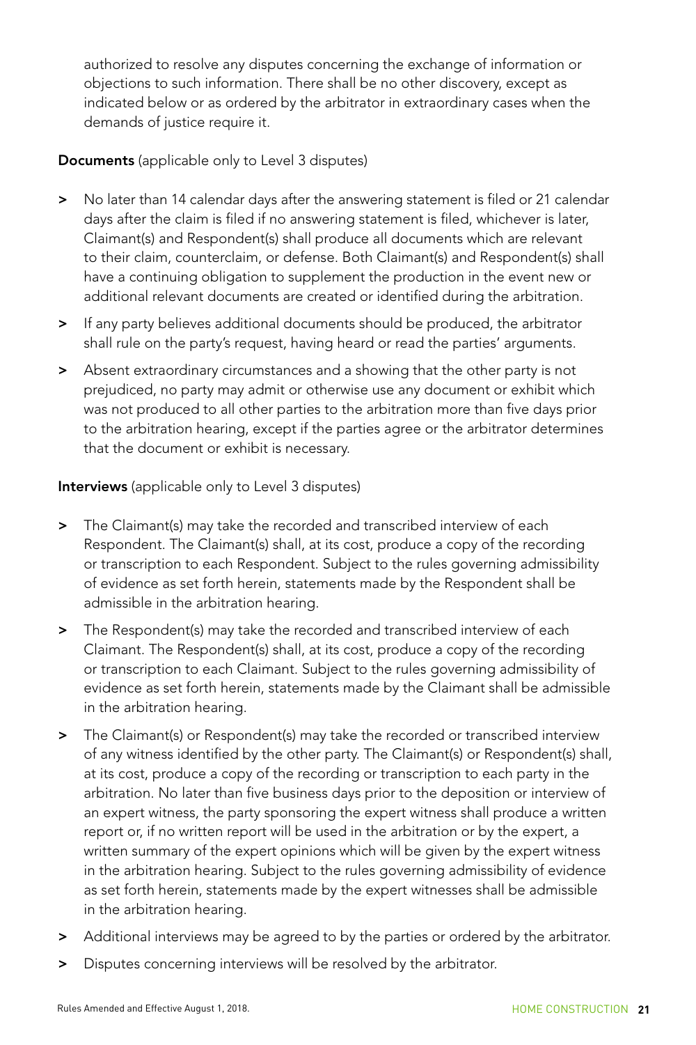authorized to resolve any disputes concerning the exchange of information or objections to such information. There shall be no other discovery, except as indicated below or as ordered by the arbitrator in extraordinary cases when the demands of justice require it.

**Documents** (applicable only to Level 3 disputes)

> No later than 14 calendar days after the answering statement is filed or 21 calendar days after the claim is filed if no answering statement is filed, whichever is later, Claimant(s) and Respondent(s) shall produce all documents which are relevant to their claim, counterclaim, or defense. Both Claimant(s) and Respondent(s) shall have a continuing obligation to supplement the production in the event new or additional relevant documents are created or identified during the arbitration.

> If any party believes additional documents should be produced, the arbitrator shall rule on the party's request, having heard or read the parties' arguments.

> Absent extraordinary circumstances and a showing that the other party is not prejudiced, no party may admit or otherwise use any document or exhibit which was not produced to all other parties to the arbitration more than five days prior to the arbitration hearing, except if the parties agree or the arbitrator determines that the document or exhibit is necessary.

**Interviews** (applicable only to Level 3 disputes)

> The Claimant(s) may take the recorded and transcribed interview of each Respondent. The Claimant(s) shall, at its cost, produce a copy of the recording or transcription to each Respondent. Subject to the rules governing admissibility of evidence as set forth herein, statements made by the Respondent shall be admissible in the arbitration hearing.

> The Respondent(s) may take the recorded and transcribed interview of each Claimant. The Respondent(s) shall, at its cost, produce a copy of the recording or transcription to each Claimant. Subject to the rules governing admissibility of evidence as set forth herein, statements made by the Claimant shall be admissible in the arbitration hearing.

> The Claimant(s) or Respondent(s) may take the recorded or transcribed interview of any witness identified by the other party. The Claimant(s) or Respondent(s) shall, at its cost, produce a copy of the recording or transcription to each party in the arbitration. No later than five business days prior to the deposition or interview of an expert witness, the party sponsoring the expert witness shall produce a written report or, if no written report will be used in the arbitration or by the expert, a written summary of the expert opinions which will be given by the expert witness in the arbitration hearing. Subject to the rules governing admissibility of evidence as set forth herein, statements made by the expert witnesses shall be admissible in the arbitration hearing.

> Additional interviews may be agreed to by the parties or ordered by the arbitrator.

> Disputes concerning interviews will be resolved by the arbitrator.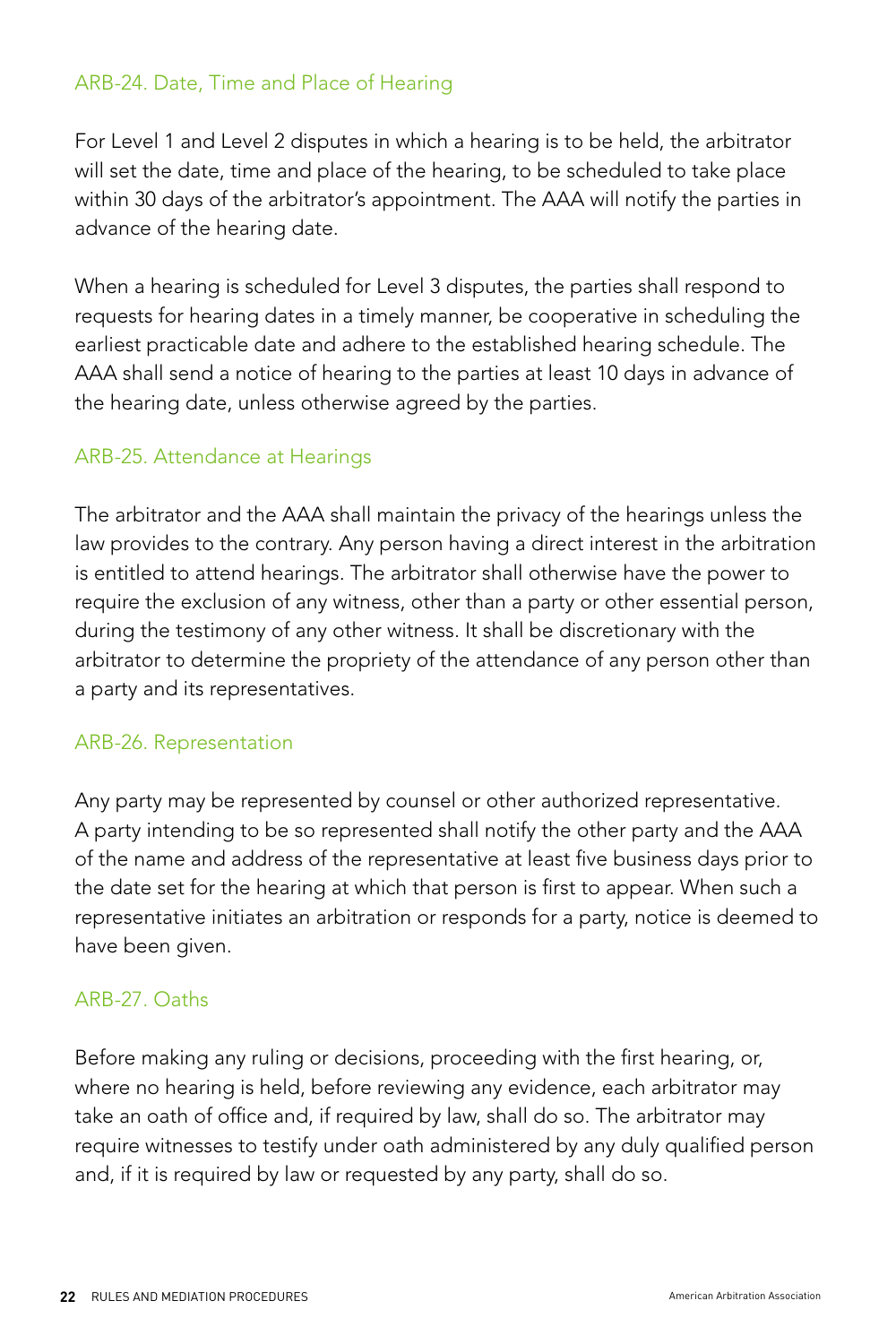## ARB-24. Date, Time and Place of Hearing

For Level 1 and Level 2 disputes in which a hearing is to be held, the arbitrator will set the date, time and place of the hearing, to be scheduled to take place within 30 days of the arbitrator's appointment. The AAA will notify the parties in advance of the hearing date.

When a hearing is scheduled for Level 3 disputes, the parties shall respond to requests for hearing dates in a timely manner, be cooperative in scheduling the earliest practicable date and adhere to the established hearing schedule. The AAA shall send a notice of hearing to the parties at least 10 days in advance of the hearing date, unless otherwise agreed by the parties.

## ARB-25. Attendance at Hearings

The arbitrator and the AAA shall maintain the privacy of the hearings unless the law provides to the contrary. Any person having a direct interest in the arbitration is entitled to attend hearings. The arbitrator shall otherwise have the power to require the exclusion of any witness, other than a party or other essential person, during the testimony of any other witness. It shall be discretionary with the arbitrator to determine the propriety of the attendance of any person other than a party and its representatives.

## ARB-26. Representation

Any party may be represented by counsel or other authorized representative. A party intending to be so represented shall notify the other party and the AAA of the name and address of the representative at least five business days prior to the date set for the hearing at which that person is first to appear. When such a representative initiates an arbitration or responds for a party, notice is deemed to have been given.

## ARB-27. Oaths

Before making any ruling or decisions, proceeding with the first hearing, or, where no hearing is held, before reviewing any evidence, each arbitrator may take an oath of office and, if required by law, shall do so. The arbitrator may require witnesses to testify under oath administered by any duly qualified person and, if it is required by law or requested by any party, shall do so.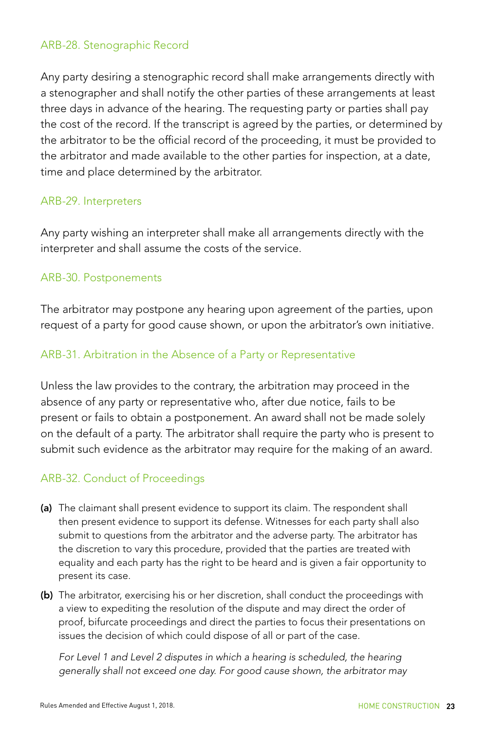## ARB-28. Stenographic Record

Any party desiring a stenographic record shall make arrangements directly with a stenographer and shall notify the other parties of these arrangements at least three days in advance of the hearing. The requesting party or parties shall pay the cost of the record. If the transcript is agreed by the parties, or determined by the arbitrator to be the official record of the proceeding, it must be provided to the arbitrator and made available to the other parties for inspection, at a date, time and place determined by the arbitrator.

## ARB-29. Interpreters

Any party wishing an interpreter shall make all arrangements directly with the interpreter and shall assume the costs of the service.

## ARB-30. Postponements

The arbitrator may postpone any hearing upon agreement of the parties, upon request of a party for good cause shown, or upon the arbitrator's own initiative.

## ARB-31. Arbitration in the Absence of a Party or Representative

Unless the law provides to the contrary, the arbitration may proceed in the absence of any party or representative who, after due notice, fails to be present or fails to obtain a postponement. An award shall not be made solely on the default of a party. The arbitrator shall require the party who is present to submit such evidence as the arbitrator may require for the making of an award.

## ARB-32. Conduct of Proceedings

**(a)** The claimant shall present evidence to support its claim. The respondent shall then present evidence to support its defense. Witnesses for each party shall also submit to questions from the arbitrator and the adverse party. The arbitrator has the discretion to vary this procedure, provided that the parties are treated with equality and each party has the right to be heard and is given a fair opportunity to present its case.

**(b)** The arbitrator, exercising his or her discretion, shall conduct the proceedings with a view to expediting the resolution of the dispute and may direct the order of proof, bifurcate proceedings and direct the parties to focus their presentations on issues the decision of which could dispose of all or part of the case.

*For Level 1 and Level 2 disputes in which a hearing is scheduled, the hearing generally shall not exceed one day. For good cause shown, the arbitrator may*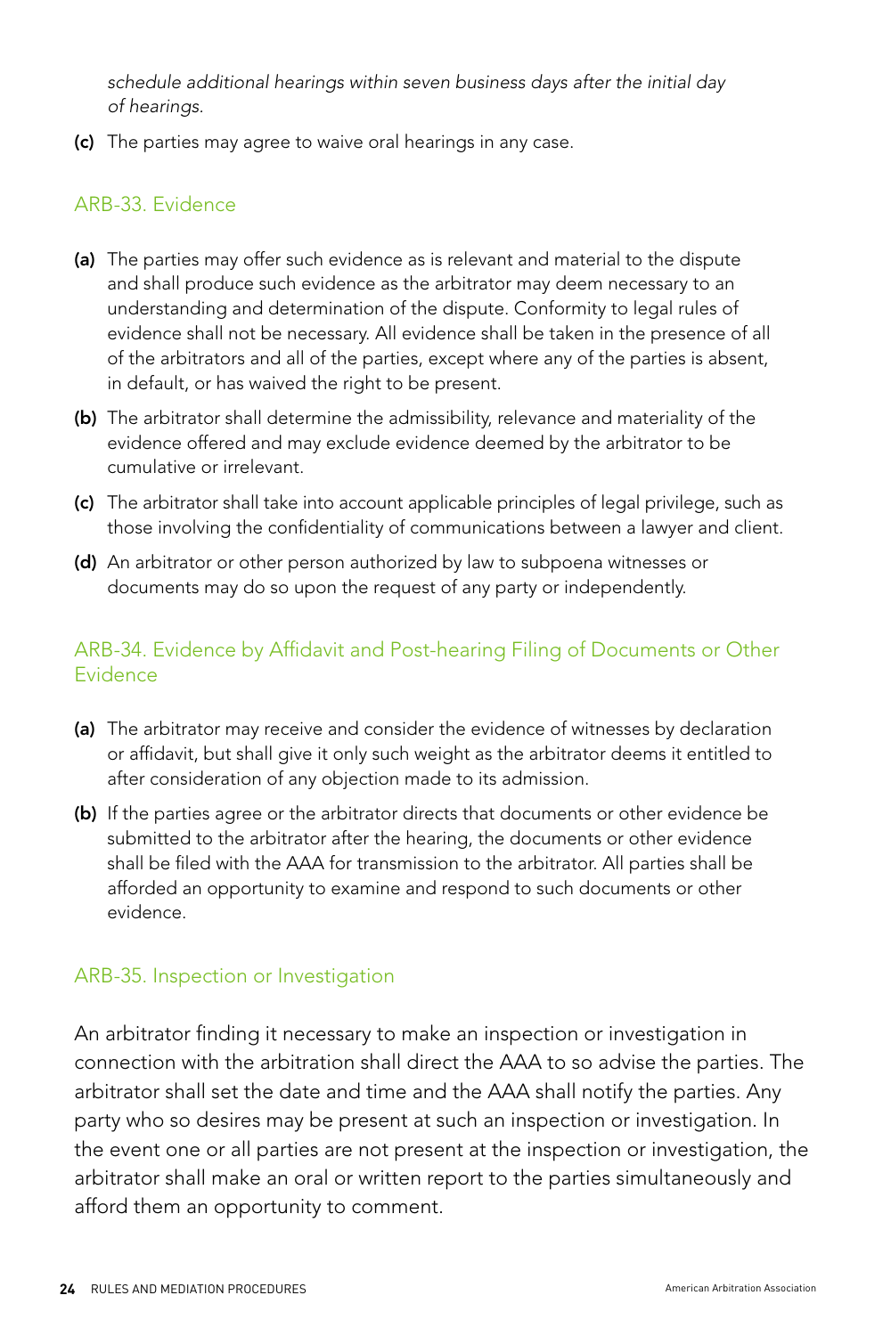*schedule additional hearings within seven business days after the initial day of hearings.*

**(c)** The parties may agree to waive oral hearings in any case.

## ARB-33. Evidence

**(a)** The parties may offer such evidence as is relevant and material to the dispute and shall produce such evidence as the arbitrator may deem necessary to an understanding and determination of the dispute. Conformity to legal rules of evidence shall not be necessary. All evidence shall be taken in the presence of all of the arbitrators and all of the parties, except where any of the parties is absent, in default, or has waived the right to be present.

**(b)** The arbitrator shall determine the admissibility, relevance and materiality of the evidence offered and may exclude evidence deemed by the arbitrator to be cumulative or irrelevant.

**(c)** The arbitrator shall take into account applicable principles of legal privilege, such as those involving the confidentiality of communications between a lawyer and client.

**(d)** An arbitrator or other person authorized by law to subpoena witnesses or documents may do so upon the request of any party or independently.

## ARB-34. Evidence by Affidavit and Post-hearing Filing of Documents or Other Evidence

**(a)** The arbitrator may receive and consider the evidence of witnesses by declaration or affidavit, but shall give it only such weight as the arbitrator deems it entitled to after consideration of any objection made to its admission.

**(b)** If the parties agree or the arbitrator directs that documents or other evidence be submitted to the arbitrator after the hearing, the documents or other evidence shall be filed with the AAA for transmission to the arbitrator. All parties shall be afforded an opportunity to examine and respond to such documents or other evidence.

## ARB-35. Inspection or Investigation

An arbitrator finding it necessary to make an inspection or investigation in connection with the arbitration shall direct the AAA to so advise the parties. The arbitrator shall set the date and time and the AAA shall notify the parties. Any party who so desires may be present at such an inspection or investigation. In the event one or all parties are not present at the inspection or investigation, the arbitrator shall make an oral or written report to the parties simultaneously and afford them an opportunity to comment.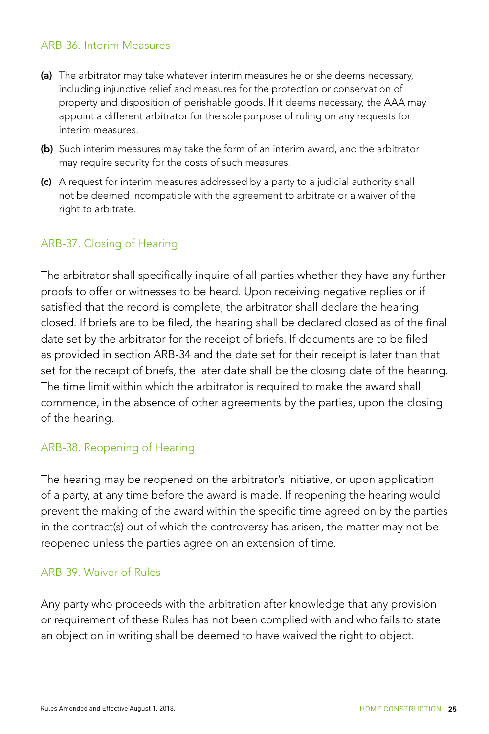## ARB-36. Interim Measures

**(a)** The arbitrator may take whatever interim measures he or she deems necessary, including injunctive relief and measures for the protection or conservation of property and disposition of perishable goods. If it deems necessary, the AAA may appoint a different arbitrator for the sole purpose of ruling on any requests for interim measures.

**(b)** Such interim measures may take the form of an interim award, and the arbitrator may require security for the costs of such measures.

**(c)** A request for interim measures addressed by a party to a judicial authority shall not be deemed incompatible with the agreement to arbitrate or a waiver of the right to arbitrate.

## ARB-37. Closing of Hearing

The arbitrator shall specifically inquire of all parties whether they have any further proofs to offer or witnesses to be heard. Upon receiving negative replies or if satisfied that the record is complete, the arbitrator shall declare the hearing closed. If briefs are to be filed, the hearing shall be declared closed as of the final date set by the arbitrator for the receipt of briefs. If documents are to be filed as provided in section ARB-34 and the date set for their receipt is later than that set for the receipt of briefs, the later date shall be the closing date of the hearing. The time limit within which the arbitrator is required to make the award shall commence, in the absence of other agreements by the parties, upon the closing of the hearing.

## ARB-38. Reopening of Hearing

The hearing may be reopened on the arbitrator's initiative, or upon application of a party, at any time before the award is made. If reopening the hearing would prevent the making of the award within the specific time agreed on by the parties in the contract(s) out of which the controversy has arisen, the matter may not be reopened unless the parties agree on an extension of time.

## ARB-39. Waiver of Rules

Any party who proceeds with the arbitration after knowledge that any provision or requirement of these Rules has not been complied with and who fails to state an objection in writing shall be deemed to have waived the right to object.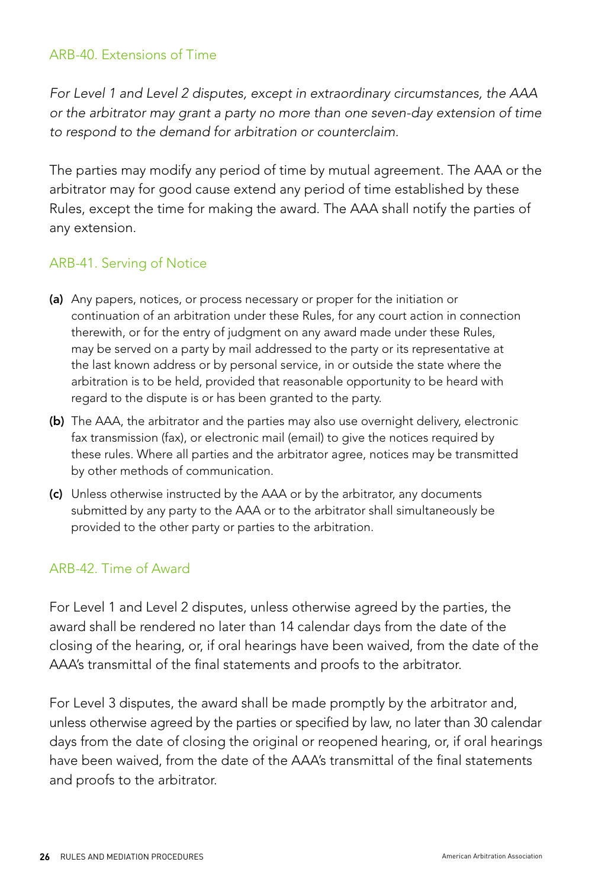## ARB-40. Extensions of Time

*For Level 1 and Level 2 disputes, except in extraordinary circumstances, the AAA or the arbitrator may grant a party no more than one seven-day extension of time to respond to the demand for arbitration or counterclaim.*

The parties may modify any period of time by mutual agreement. The AAA or the arbitrator may for good cause extend any period of time established by these Rules, except the time for making the award. The AAA shall notify the parties of any extension.

## ARB-41. Serving of Notice

**(a)** Any papers, notices, or process necessary or proper for the initiation or continuation of an arbitration under these Rules, for any court action in connection therewith, or for the entry of judgment on any award made under these Rules, may be served on a party by mail addressed to the party or its representative at the last known address or by personal service, in or outside the state where the arbitration is to be held, provided that reasonable opportunity to be heard with regard to the dispute is or has been granted to the party.

**(b)** The AAA, the arbitrator and the parties may also use overnight delivery, electronic fax transmission (fax), or electronic mail (email) to give the notices required by these rules. Where all parties and the arbitrator agree, notices may be transmitted by other methods of communication.

**(c)** Unless otherwise instructed by the AAA or by the arbitrator, any documents submitted by any party to the AAA or to the arbitrator shall simultaneously be provided to the other party or parties to the arbitration.

## ARB-42. Time of Award

For Level 1 and Level 2 disputes, unless otherwise agreed by the parties, the award shall be rendered no later than 14 calendar days from the date of the closing of the hearing, or, if oral hearings have been waived, from the date of the AAA's transmittal of the final statements and proofs to the arbitrator.

For Level 3 disputes, the award shall be made promptly by the arbitrator and, unless otherwise agreed by the parties or specified by law, no later than 30 calendar days from the date of closing the original or reopened hearing, or, if oral hearings have been waived, from the date of the AAA's transmittal of the final statements and proofs to the arbitrator.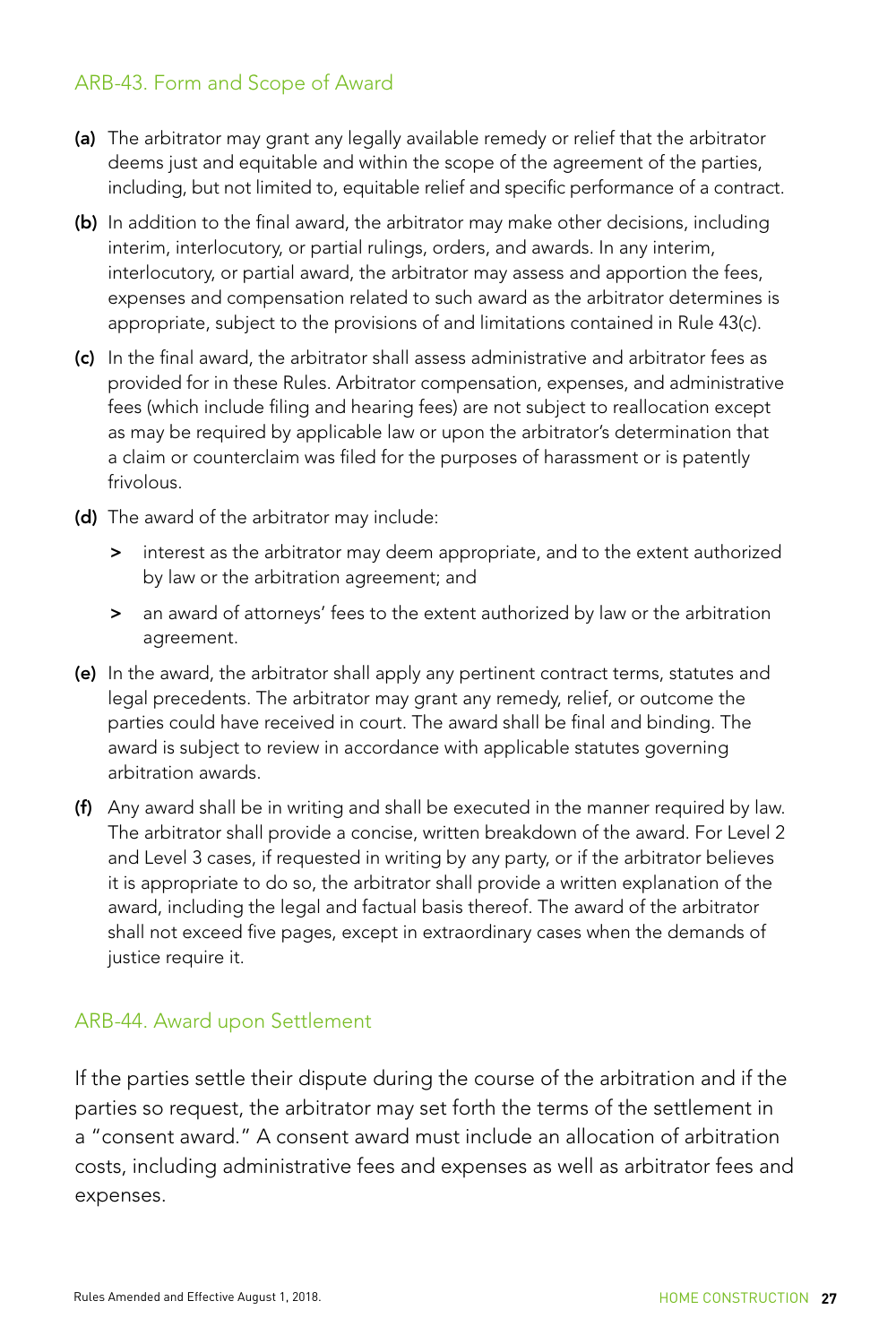## ARB-43. Form and Scope of Award

**(a)** The arbitrator may grant any legally available remedy or relief that the arbitrator deems just and equitable and within the scope of the agreement of the parties, including, but not limited to, equitable relief and specific performance of a contract.

**(b)** In addition to the final award, the arbitrator may make other decisions, including interim, interlocutory, or partial rulings, orders, and awards. In any interim, interlocutory, or partial award, the arbitrator may assess and apportion the fees, expenses and compensation related to such award as the arbitrator determines is appropriate, subject to the provisions of and limitations contained in Rule 43(c).

**(c)** In the final award, the arbitrator shall assess administrative and arbitrator fees as provided for in these Rules. Arbitrator compensation, expenses, and administrative fees (which include filing and hearing fees) are not subject to reallocation except as may be required by applicable law or upon the arbitrator's determination that a claim or counterclaim was filed for the purposes of harassment or is patently frivolous.

**(d)** The award of the arbitrator may include:

- interest as the arbitrator may deem appropriate, and to the extent authorized by law or the arbitration agreement; and
- an award of attorneys' fees to the extent authorized by law or the arbitration agreement.

**(e)** In the award, the arbitrator shall apply any pertinent contract terms, statutes and legal precedents. The arbitrator may grant any remedy, relief, or outcome the parties could have received in court. The award shall be final and binding. The award is subject to review in accordance with applicable statutes governing arbitration awards.

**(f)** Any award shall be in writing and shall be executed in the manner required by law. The arbitrator shall provide a concise, written breakdown of the award. For Level 2 and Level 3 cases, if requested in writing by any party, or if the arbitrator believes it is appropriate to do so, the arbitrator shall provide a written explanation of the award, including the legal and factual basis thereof. The award of the arbitrator shall not exceed five pages, except in extraordinary cases when the demands of justice require it.

## ARB-44. Award upon Settlement

If the parties settle their dispute during the course of the arbitration and if the parties so request, the arbitrator may set forth the terms of the settlement in a "consent award." A consent award must include an allocation of arbitration costs, including administrative fees and expenses as well as arbitrator fees and expenses.

Rules Amended and Effective August 1, 2018.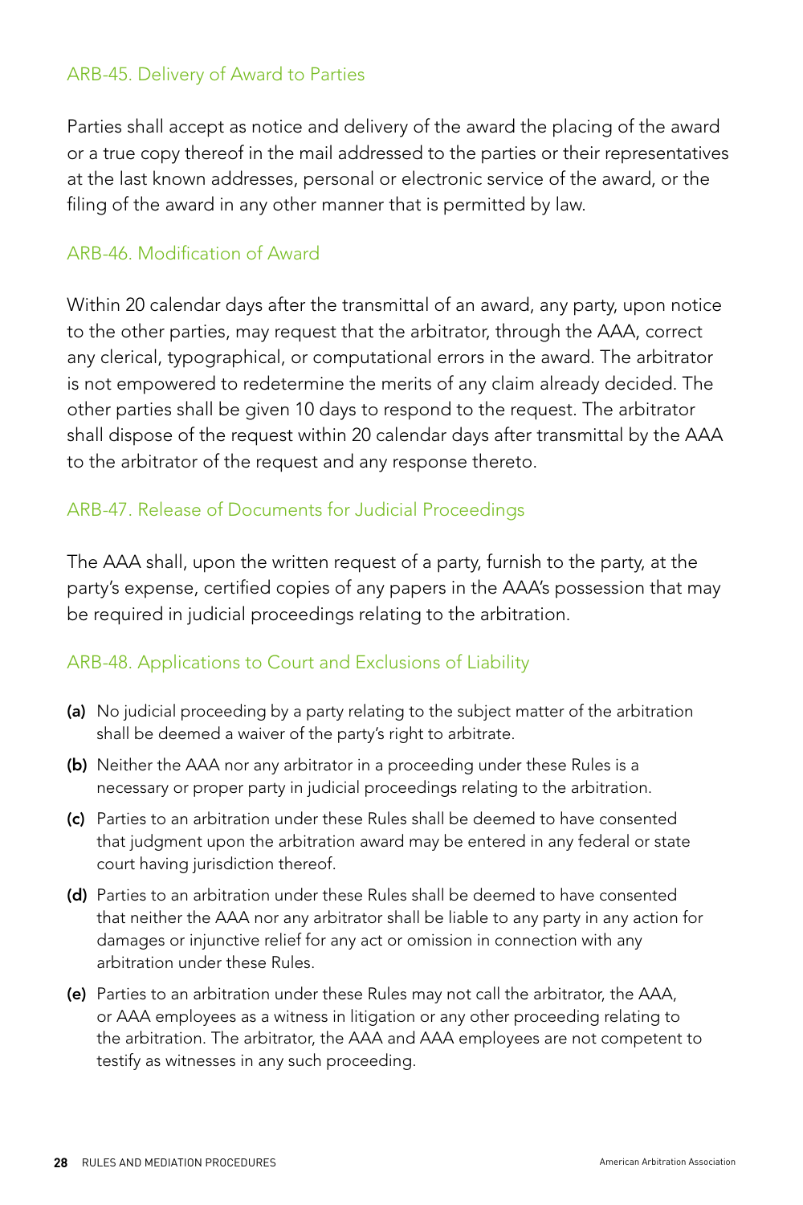## ARB-45. Delivery of Award to Parties

Parties shall accept as notice and delivery of the award the placing of the award or a true copy thereof in the mail addressed to the parties or their representatives at the last known addresses, personal or electronic service of the award, or the filing of the award in any other manner that is permitted by law.

## ARB-46. Modification of Award

Within 20 calendar days after the transmittal of an award, any party, upon notice to the other parties, may request that the arbitrator, through the AAA, correct any clerical, typographical, or computational errors in the award. The arbitrator is not empowered to redetermine the merits of any claim already decided. The other parties shall be given 10 days to respond to the request. The arbitrator shall dispose of the request within 20 calendar days after transmittal by the AAA to the arbitrator of the request and any response thereto.

## ARB-47. Release of Documents for Judicial Proceedings

The AAA shall, upon the written request of a party, furnish to the party, at the party's expense, certified copies of any papers in the AAA's possession that may be required in judicial proceedings relating to the arbitration.

## ARB-48. Applications to Court and Exclusions of Liability

- **(a)** No judicial proceeding by a party relating to the subject matter of the arbitration shall be deemed a waiver of the party's right to arbitrate.
- **(b)** Neither the AAA nor any arbitrator in a proceeding under these Rules is a necessary or proper party in judicial proceedings relating to the arbitration.
- **(c)** Parties to an arbitration under these Rules shall be deemed to have consented that judgment upon the arbitration award may be entered in any federal or state court having jurisdiction thereof.
- **(d)** Parties to an arbitration under these Rules shall be deemed to have consented that neither the AAA nor any arbitrator shall be liable to any party in any action for damages or injunctive relief for any act or omission in connection with any arbitration under these Rules.
- **(e)** Parties to an arbitration under these Rules may not call the arbitrator, the AAA, or AAA employees as a witness in litigation or any other proceeding relating to the arbitration. The arbitrator, the AAA and AAA employees are not competent to testify as witnesses in any such proceeding.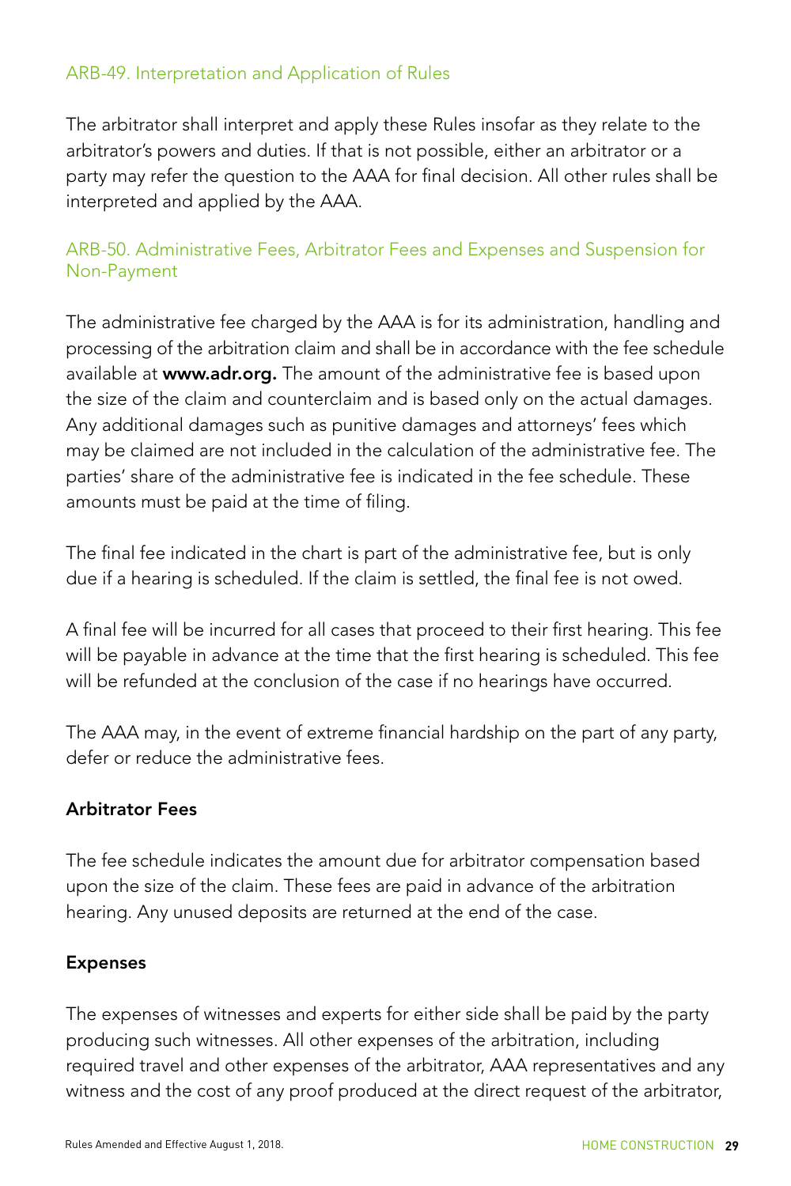## ARB-49. Interpretation and Application of Rules

The arbitrator shall interpret and apply these Rules insofar as they relate to the arbitrator's powers and duties. If that is not possible, either an arbitrator or a party may refer the question to the AAA for final decision. All other rules shall be interpreted and applied by the AAA.

## ARB-50. Administrative Fees, Arbitrator Fees and Expenses and Suspension for Non-Payment

The administrative fee charged by the AAA is for its administration, handling and processing of the arbitration claim and shall be in accordance with the fee schedule available at **www.adr.org.** The amount of the administrative fee is based upon the size of the claim and counterclaim and is based only on the actual damages. Any additional damages such as punitive damages and attorneys' fees which may be claimed are not included in the calculation of the administrative fee. The parties' share of the administrative fee is indicated in the fee schedule. These amounts must be paid at the time of filing.

The final fee indicated in the chart is part of the administrative fee, but is only due if a hearing is scheduled. If the claim is settled, the final fee is not owed.

A final fee will be incurred for all cases that proceed to their first hearing. This fee will be payable in advance at the time that the first hearing is scheduled. This fee will be refunded at the conclusion of the case if no hearings have occurred.

The AAA may, in the event of extreme financial hardship on the part of any party, defer or reduce the administrative fees.

### Arbitrator Fees

The fee schedule indicates the amount due for arbitrator compensation based upon the size of the claim. These fees are paid in advance of the arbitration hearing. Any unused deposits are returned at the end of the case.

### Expenses

The expenses of witnesses and experts for either side shall be paid by the party producing such witnesses. All other expenses of the arbitration, including required travel and other expenses of the arbitrator, AAA representatives and any witness and the cost of any proof produced at the direct request of the arbitrator,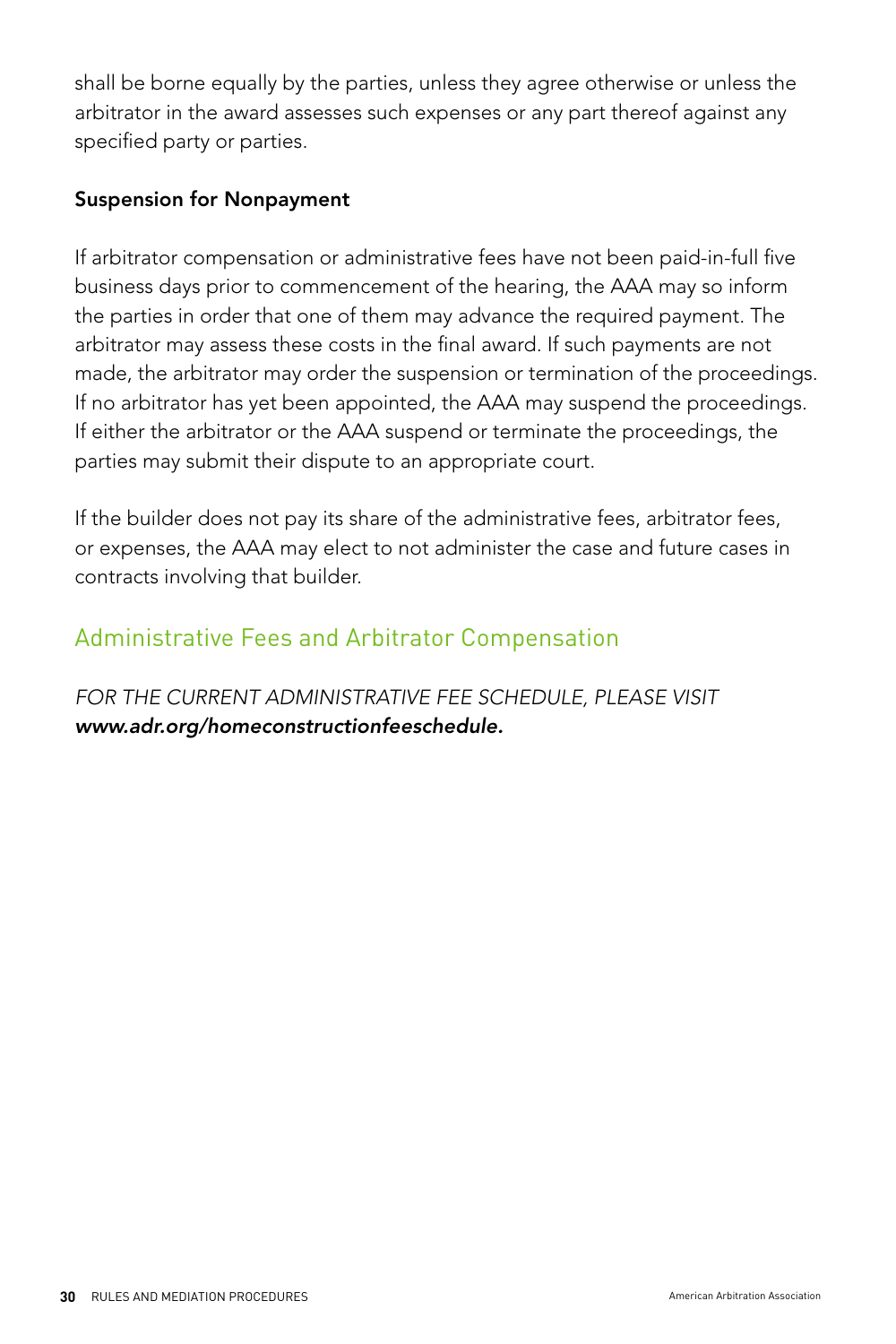shall be borne equally by the parties, unless they agree otherwise or unless the arbitrator in the award assesses such expenses or any part thereof against any specified party or parties.

**Suspension for Nonpayment**

If arbitrator compensation or administrative fees have not been paid-in-full five business days prior to commencement of the hearing, the AAA may so inform the parties in order that one of them may advance the required payment. The arbitrator may assess these costs in the final award. If such payments are not made, the arbitrator may order the suspension or termination of the proceedings. If no arbitrator has yet been appointed, the AAA may suspend the proceedings. If either the arbitrator or the AAA suspend or terminate the proceedings, the parties may submit their dispute to an appropriate court.

If the builder does not pay its share of the administrative fees, arbitrator fees, or expenses, the AAA may elect to not administer the case and future cases in contracts involving that builder.

## Administrative Fees and Arbitrator Compensation

*FOR THE CURRENT ADMINISTRATIVE FEE SCHEDULE, PLEASE VISIT* ***www.adr.org/homeconstructionfeeschedule.***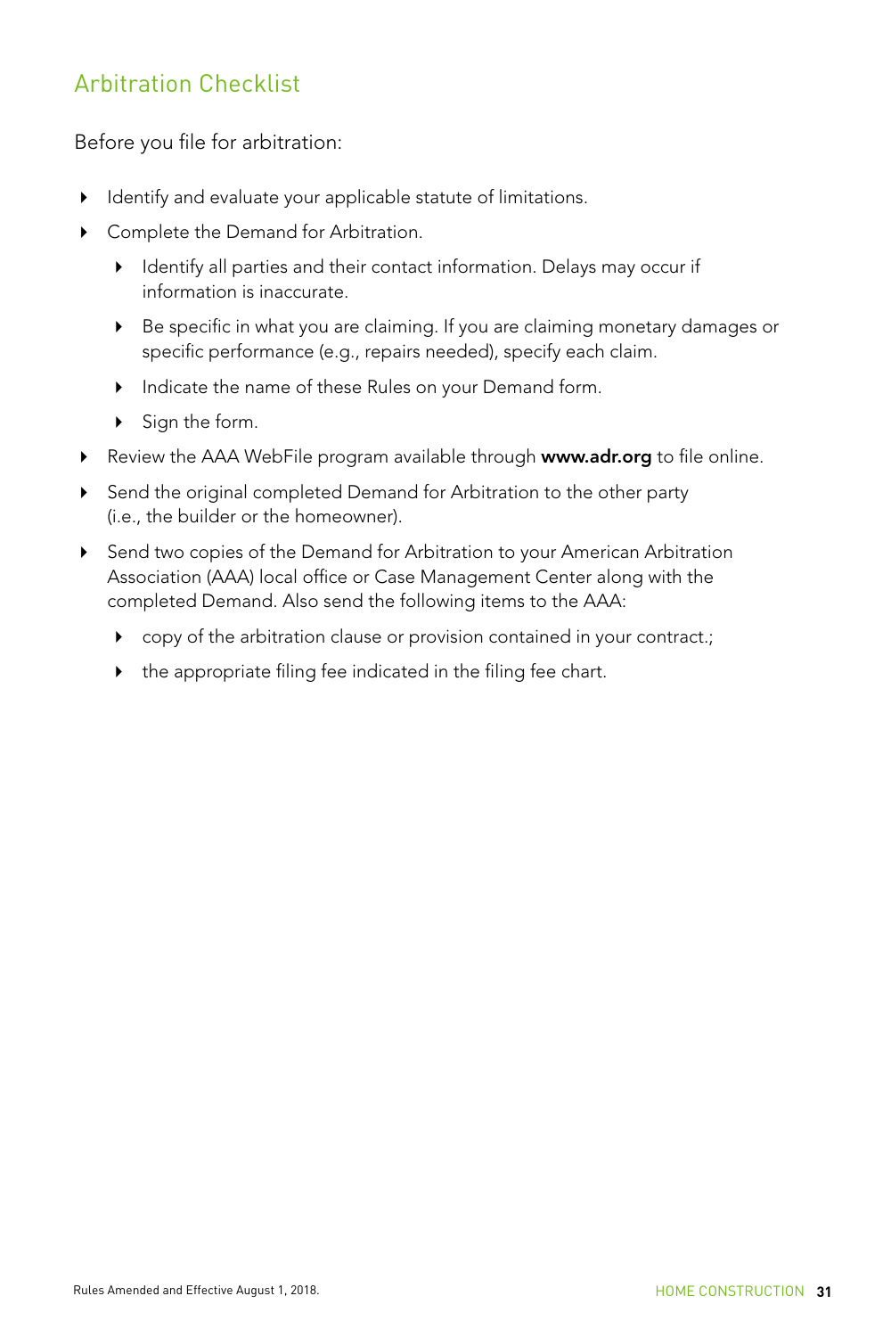## Arbitration Checklist

Before you file for arbitration:

- Identify and evaluate your applicable statute of limitations.
- Complete the Demand for Arbitration.
  - Identify all parties and their contact information. Delays may occur if information is inaccurate.
  - Be specific in what you are claiming. If you are claiming monetary damages or specific performance (e.g., repairs needed), specify each claim.
  - Indicate the name of these Rules on your Demand form.
  - Sign the form.
- Review the AAA WebFile program available through **www.adr.org** to file online.
- Send the original completed Demand for Arbitration to the other party (i.e., the builder or the homeowner).
- Send two copies of the Demand for Arbitration to your American Arbitration Association (AAA) local office or Case Management Center along with the completed Demand. Also send the following items to the AAA:
  - copy of the arbitration clause or provision contained in your contract.;
  - the appropriate filing fee indicated in the filing fee chart.

Rules Amended and Effective August 1, 2018.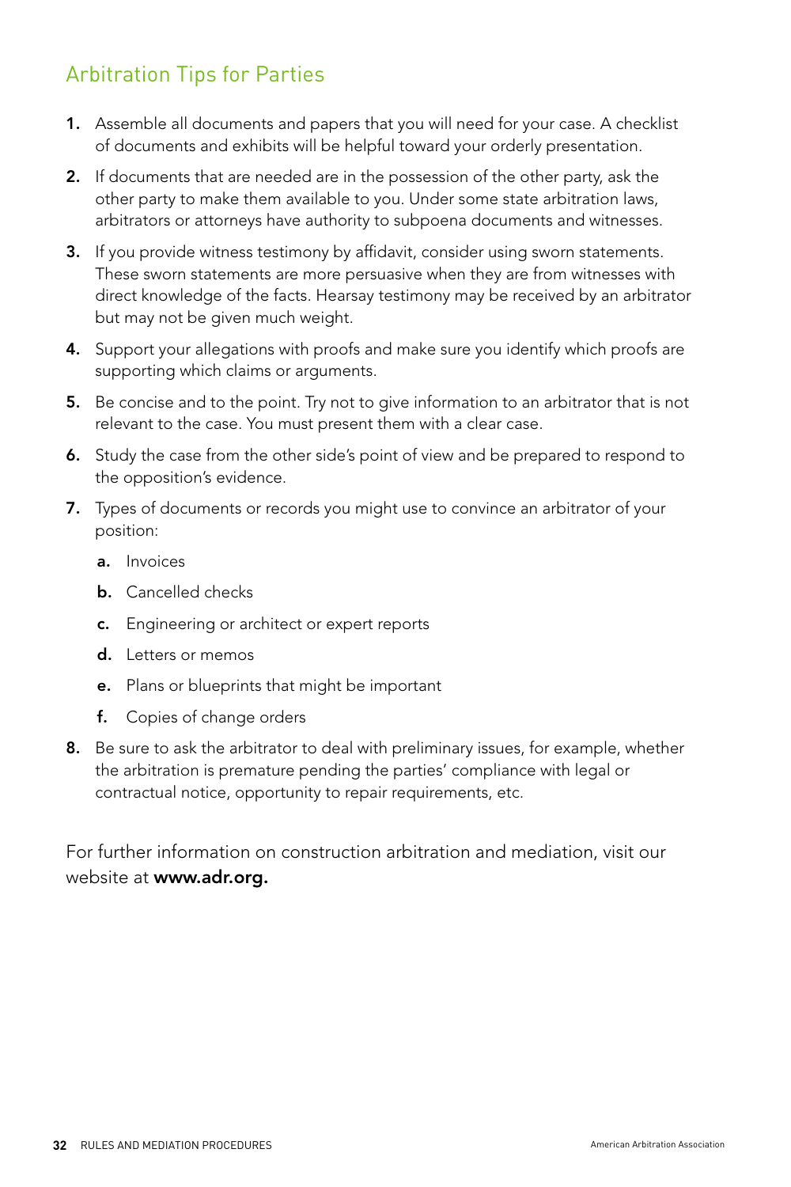## Arbitration Tips for Parties

1. Assemble all documents and papers that you will need for your case. A checklist of documents and exhibits will be helpful toward your orderly presentation.
2. If documents that are needed are in the possession of the other party, ask the other party to make them available to you. Under some state arbitration laws, arbitrators or attorneys have authority to subpoena documents and witnesses.
3. If you provide witness testimony by affidavit, consider using sworn statements. These sworn statements are more persuasive when they are from witnesses with direct knowledge of the facts. Hearsay testimony may be received by an arbitrator but may not be given much weight.
4. Support your allegations with proofs and make sure you identify which proofs are supporting which claims or arguments.
5. Be concise and to the point. Try not to give information to an arbitrator that is not relevant to the case. You must present them with a clear case.
6. Study the case from the other side's point of view and be prepared to respond to the opposition's evidence.
7. Types of documents or records you might use to convince an arbitrator of your position:
    a. Invoices
    b. Cancelled checks
    c. Engineering or architect or expert reports
    d. Letters or memos
    e. Plans or blueprints that might be important
    f. Copies of change orders
8. Be sure to ask the arbitrator to deal with preliminary issues, for example, whether the arbitration is premature pending the parties' compliance with legal or contractual notice, opportunity to repair requirements, etc.

For further information on construction arbitration and mediation, visit our website at **www.adr.org.**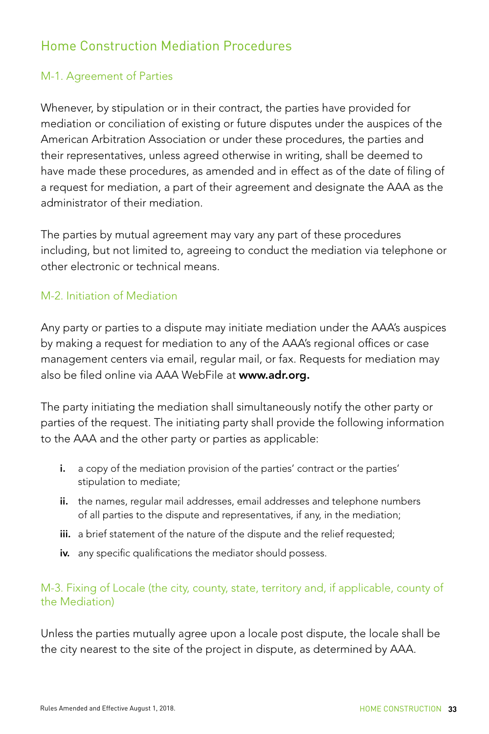## Home Construction Mediation Procedures

### M-1. Agreement of Parties

Whenever, by stipulation or in their contract, the parties have provided for mediation or conciliation of existing or future disputes under the auspices of the American Arbitration Association or under these procedures, the parties and their representatives, unless agreed otherwise in writing, shall be deemed to have made these procedures, as amended and in effect as of the date of filing of a request for mediation, a part of their agreement and designate the AAA as the administrator of their mediation.

The parties by mutual agreement may vary any part of these procedures including, but not limited to, agreeing to conduct the mediation via telephone or other electronic or technical means.

### M-2. Initiation of Mediation

Any party or parties to a dispute may initiate mediation under the AAA's auspices by making a request for mediation to any of the AAA's regional offices or case management centers via email, regular mail, or fax. Requests for mediation may also be filed online via AAA WebFile at **www.adr.org.**

The party initiating the mediation shall simultaneously notify the other party or parties of the request. The initiating party shall provide the following information to the AAA and the other party or parties as applicable:

- **i.** a copy of the mediation provision of the parties' contract or the parties' stipulation to mediate;
- **ii.** the names, regular mail addresses, email addresses and telephone numbers of all parties to the dispute and representatives, if any, in the mediation;
- **iii.** a brief statement of the nature of the dispute and the relief requested;
- **iv.** any specific qualifications the mediator should possess.

### M-3. Fixing of Locale (the city, county, state, territory and, if applicable, county of the Mediation)

Unless the parties mutually agree upon a locale post dispute, the locale shall be the city nearest to the site of the project in dispute, as determined by AAA.

Rules Amended and Effective August 1, 2018.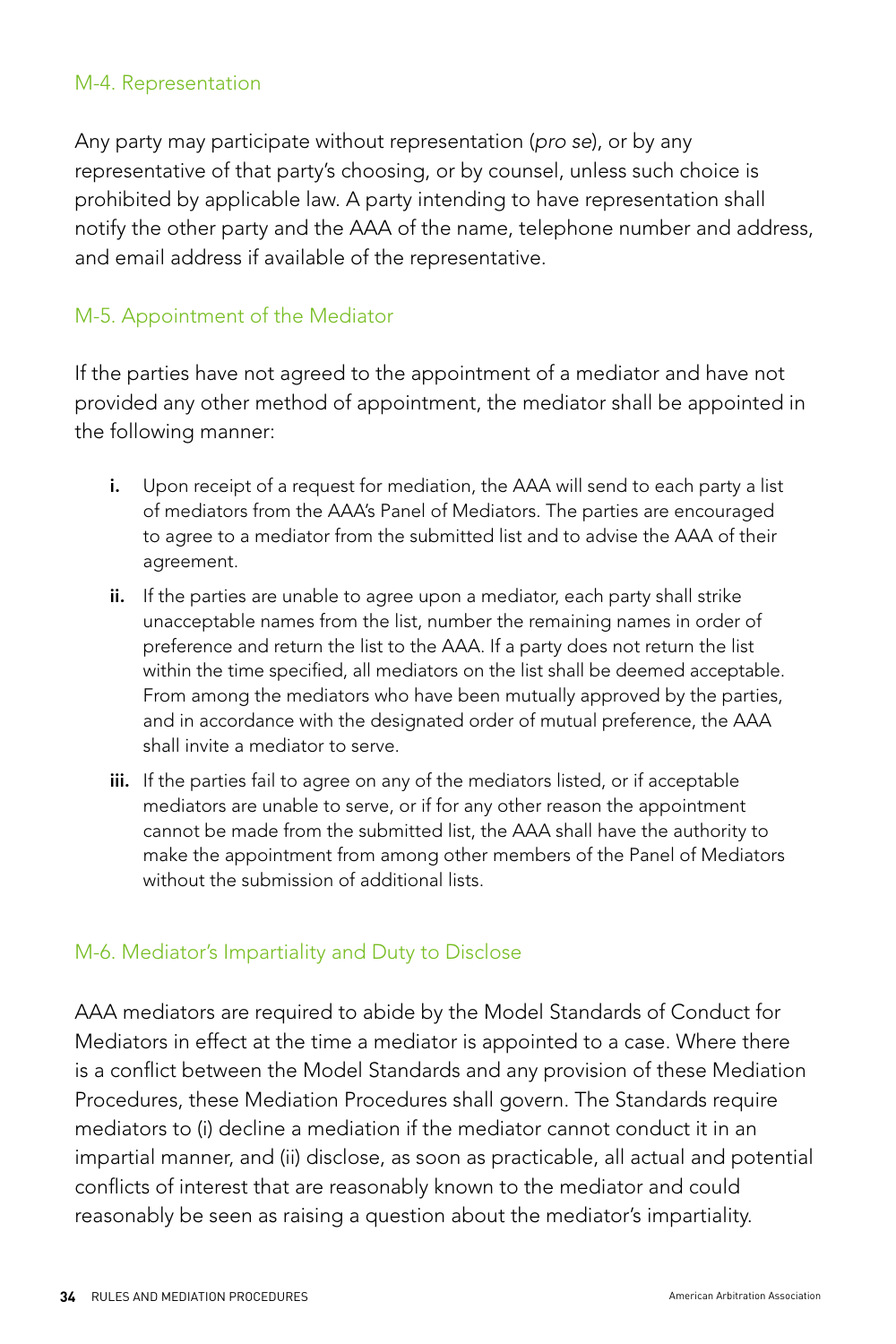### M-4. Representation

Any party may participate without representation (*pro se*), or by any representative of that party's choosing, or by counsel, unless such choice is prohibited by applicable law. A party intending to have representation shall notify the other party and the AAA of the name, telephone number and address, and email address if available of the representative.

### M-5. Appointment of the Mediator

If the parties have not agreed to the appointment of a mediator and have not provided any other method of appointment, the mediator shall be appointed in the following manner:

- **i.** Upon receipt of a request for mediation, the AAA will send to each party a list of mediators from the AAA's Panel of Mediators. The parties are encouraged to agree to a mediator from the submitted list and to advise the AAA of their agreement.
- **ii.** If the parties are unable to agree upon a mediator, each party shall strike unacceptable names from the list, number the remaining names in order of preference and return the list to the AAA. If a party does not return the list within the time specified, all mediators on the list shall be deemed acceptable. From among the mediators who have been mutually approved by the parties, and in accordance with the designated order of mutual preference, the AAA shall invite a mediator to serve.
- **iii.** If the parties fail to agree on any of the mediators listed, or if acceptable mediators are unable to serve, or if for any other reason the appointment cannot be made from the submitted list, the AAA shall have the authority to make the appointment from among other members of the Panel of Mediators without the submission of additional lists.

### M-6. Mediator's Impartiality and Duty to Disclose

AAA mediators are required to abide by the Model Standards of Conduct for Mediators in effect at the time a mediator is appointed to a case. Where there is a conflict between the Model Standards and any provision of these Mediation Procedures, these Mediation Procedures shall govern. The Standards require mediators to (i) decline a mediation if the mediator cannot conduct it in an impartial manner, and (ii) disclose, as soon as practicable, all actual and potential conflicts of interest that are reasonably known to the mediator and could reasonably be seen as raising a question about the mediator's impartiality.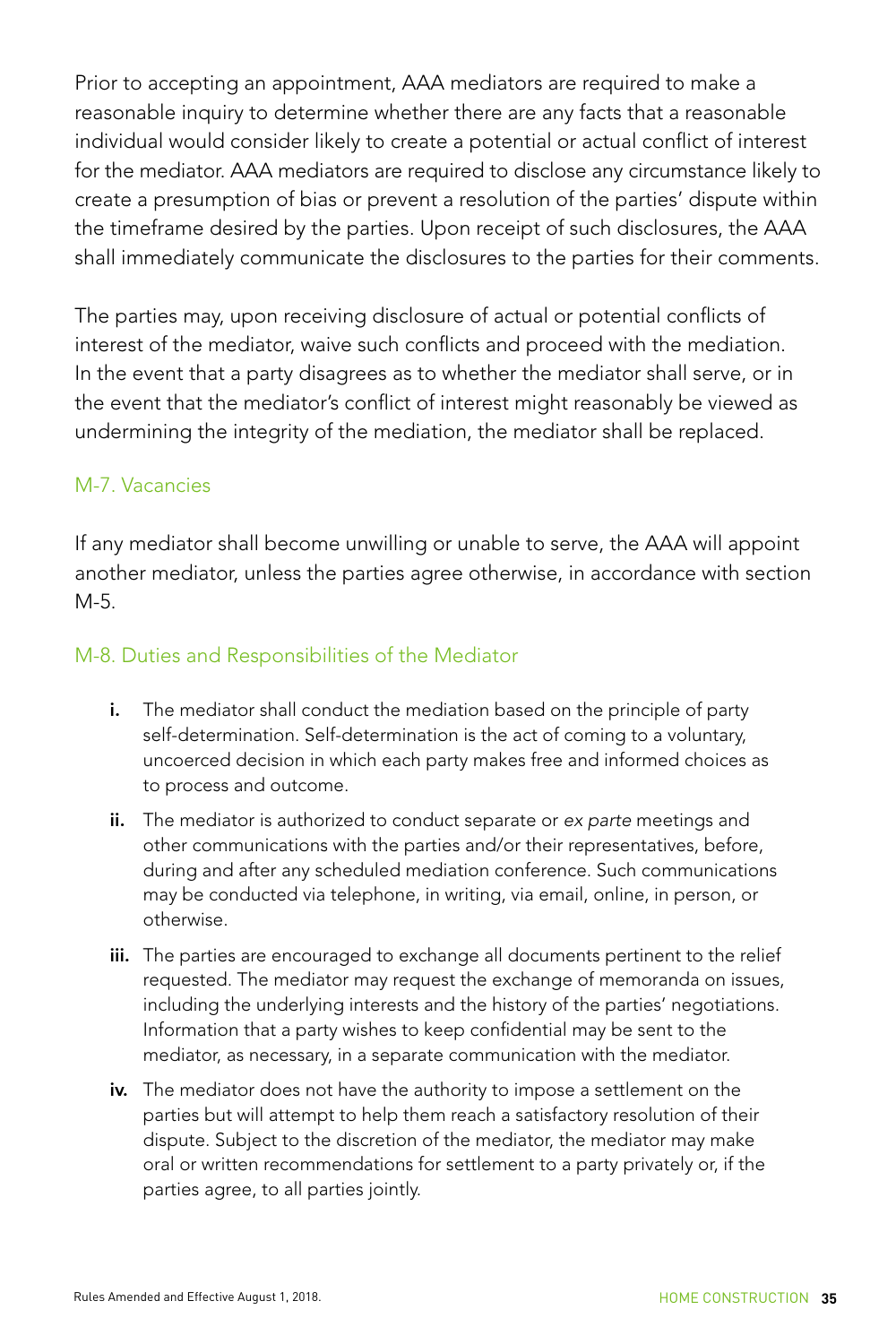Prior to accepting an appointment, AAA mediators are required to make a reasonable inquiry to determine whether there are any facts that a reasonable individual would consider likely to create a potential or actual conflict of interest for the mediator. AAA mediators are required to disclose any circumstance likely to create a presumption of bias or prevent a resolution of the parties' dispute within the timeframe desired by the parties. Upon receipt of such disclosures, the AAA shall immediately communicate the disclosures to the parties for their comments.

The parties may, upon receiving disclosure of actual or potential conflicts of interest of the mediator, waive such conflicts and proceed with the mediation. In the event that a party disagrees as to whether the mediator shall serve, or in the event that the mediator's conflict of interest might reasonably be viewed as undermining the integrity of the mediation, the mediator shall be replaced.

## M-7. Vacancies

If any mediator shall become unwilling or unable to serve, the AAA will appoint another mediator, unless the parties agree otherwise, in accordance with section M-5.

## M-8. Duties and Responsibilities of the Mediator

- **i.** The mediator shall conduct the mediation based on the principle of party self-determination. Self-determination is the act of coming to a voluntary, uncoerced decision in which each party makes free and informed choices as to process and outcome.
- **ii.** The mediator is authorized to conduct separate or *ex parte* meetings and other communications with the parties and/or their representatives, before, during and after any scheduled mediation conference. Such communications may be conducted via telephone, in writing, via email, online, in person, or otherwise.
- **iii.** The parties are encouraged to exchange all documents pertinent to the relief requested. The mediator may request the exchange of memoranda on issues, including the underlying interests and the history of the parties' negotiations. Information that a party wishes to keep confidential may be sent to the mediator, as necessary, in a separate communication with the mediator.
- **iv.** The mediator does not have the authority to impose a settlement on the parties but will attempt to help them reach a satisfactory resolution of their dispute. Subject to the discretion of the mediator, the mediator may make oral or written recommendations for settlement to a party privately or, if the parties agree, to all parties jointly.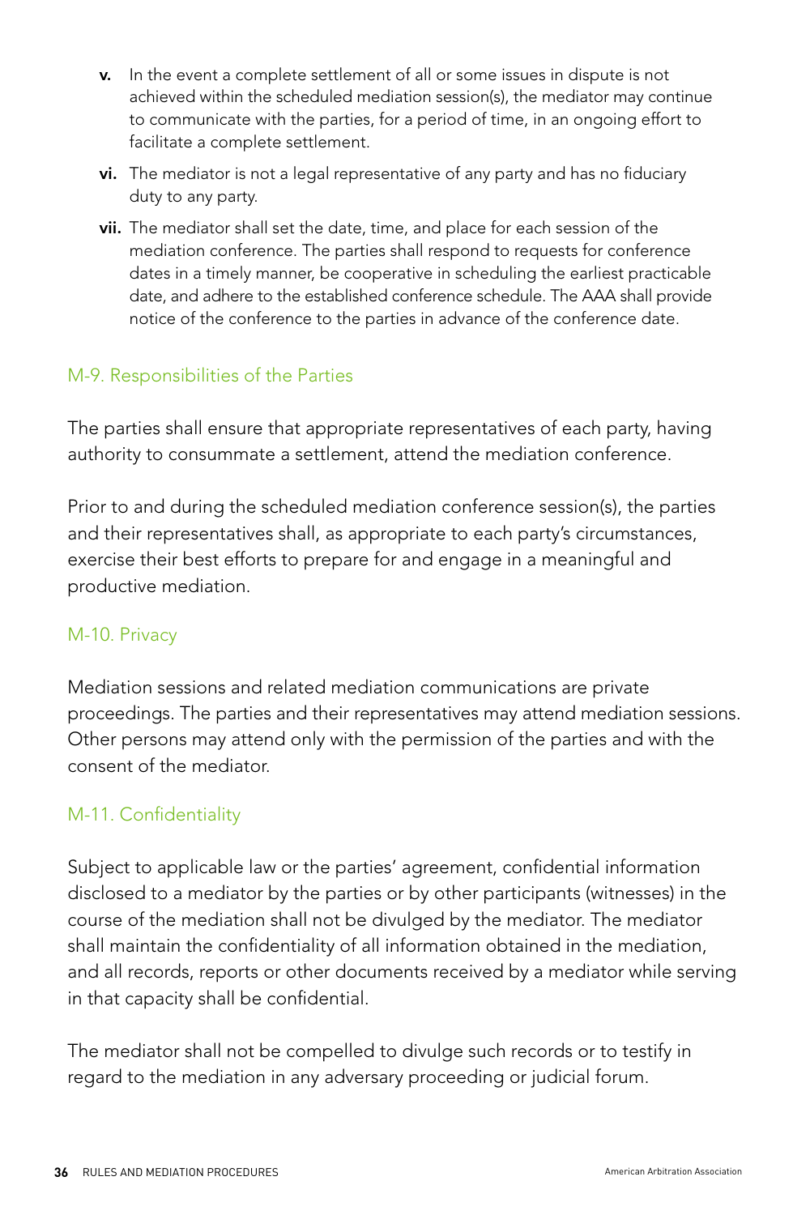v. In the event a complete settlement of all or some issues in dispute is not achieved within the scheduled mediation session(s), the mediator may continue to communicate with the parties, for a period of time, in an ongoing effort to facilitate a complete settlement.

vi. The mediator is not a legal representative of any party and has no fiduciary duty to any party.

vii. The mediator shall set the date, time, and place for each session of the mediation conference. The parties shall respond to requests for conference dates in a timely manner, be cooperative in scheduling the earliest practicable date, and adhere to the established conference schedule. The AAA shall provide notice of the conference to the parties in advance of the conference date.

## M-9. Responsibilities of the Parties

The parties shall ensure that appropriate representatives of each party, having authority to consummate a settlement, attend the mediation conference.

Prior to and during the scheduled mediation conference session(s), the parties and their representatives shall, as appropriate to each party's circumstances, exercise their best efforts to prepare for and engage in a meaningful and productive mediation.

## M-10. Privacy

Mediation sessions and related mediation communications are private proceedings. The parties and their representatives may attend mediation sessions. Other persons may attend only with the permission of the parties and with the consent of the mediator.

## M-11. Confidentiality

Subject to applicable law or the parties' agreement, confidential information disclosed to a mediator by the parties or by other participants (witnesses) in the course of the mediation shall not be divulged by the mediator. The mediator shall maintain the confidentiality of all information obtained in the mediation, and all records, reports or other documents received by a mediator while serving in that capacity shall be confidential.

The mediator shall not be compelled to divulge such records or to testify in regard to the mediation in any adversary proceeding or judicial forum.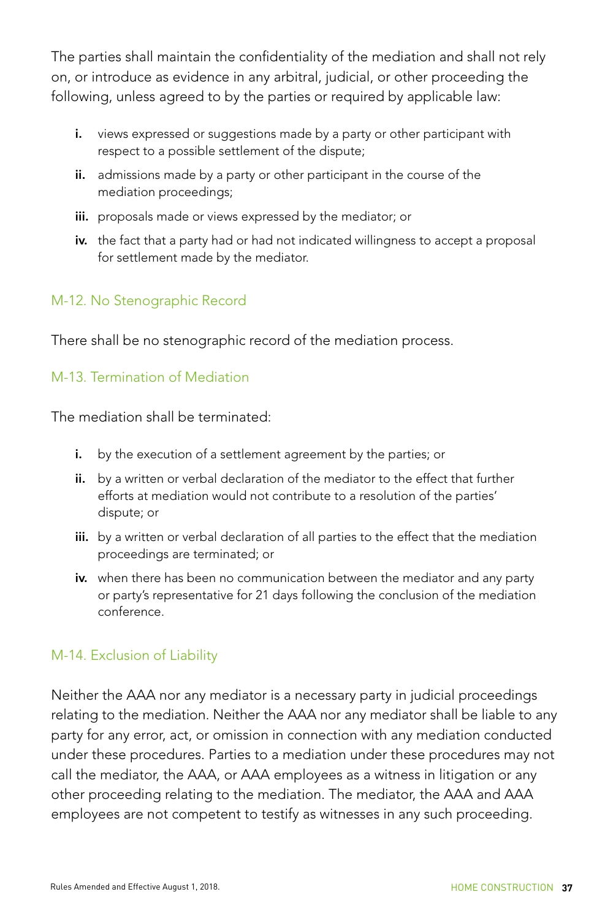The parties shall maintain the confidentiality of the mediation and shall not rely on, or introduce as evidence in any arbitral, judicial, or other proceeding the following, unless agreed to by the parties or required by applicable law:

- **i.** views expressed or suggestions made by a party or other participant with respect to a possible settlement of the dispute;
- **ii.** admissions made by a party or other participant in the course of the mediation proceedings;
- **iii.** proposals made or views expressed by the mediator; or
- **iv.** the fact that a party had or had not indicated willingness to accept a proposal for settlement made by the mediator.

## M-12. No Stenographic Record

There shall be no stenographic record of the mediation process.

## M-13. Termination of Mediation

The mediation shall be terminated:

- **i.** by the execution of a settlement agreement by the parties; or
- **ii.** by a written or verbal declaration of the mediator to the effect that further efforts at mediation would not contribute to a resolution of the parties' dispute; or
- **iii.** by a written or verbal declaration of all parties to the effect that the mediation proceedings are terminated; or
- **iv.** when there has been no communication between the mediator and any party or party's representative for 21 days following the conclusion of the mediation conference.

## M-14. Exclusion of Liability

Neither the AAA nor any mediator is a necessary party in judicial proceedings relating to the mediation. Neither the AAA nor any mediator shall be liable to any party for any error, act, or omission in connection with any mediation conducted under these procedures. Parties to a mediation under these procedures may not call the mediator, the AAA, or AAA employees as a witness in litigation or any other proceeding relating to the mediation. The mediator, the AAA and AAA employees are not competent to testify as witnesses in any such proceeding.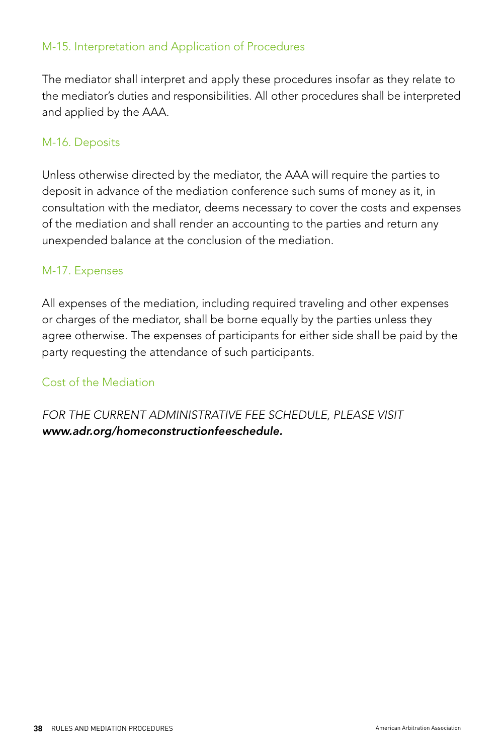### M-15. Interpretation and Application of Procedures

The mediator shall interpret and apply these procedures insofar as they relate to the mediator's duties and responsibilities. All other procedures shall be interpreted and applied by the AAA.

### M-16. Deposits

Unless otherwise directed by the mediator, the AAA will require the parties to deposit in advance of the mediation conference such sums of money as it, in consultation with the mediator, deems necessary to cover the costs and expenses of the mediation and shall render an accounting to the parties and return any unexpended balance at the conclusion of the mediation.

### M-17. Expenses

All expenses of the mediation, including required traveling and other expenses or charges of the mediator, shall be borne equally by the parties unless they agree otherwise. The expenses of participants for either side shall be paid by the party requesting the attendance of such participants.

### Cost of the Mediation

*FOR THE CURRENT ADMINISTRATIVE FEE SCHEDULE, PLEASE VISIT* ***www.adr.org/homeconstructionfeeschedule.***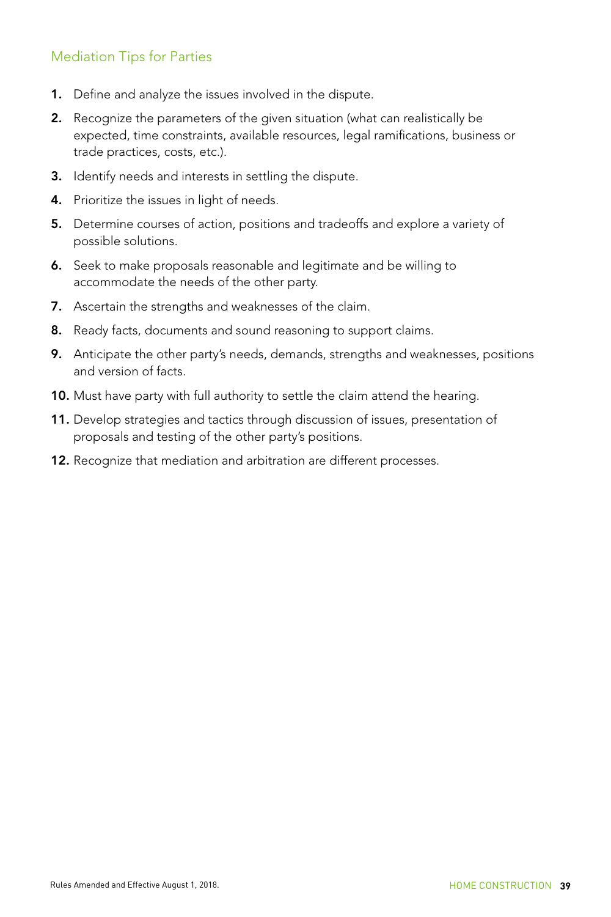## Mediation Tips for Parties

1. Define and analyze the issues involved in the dispute.
2. Recognize the parameters of the given situation (what can realistically be expected, time constraints, available resources, legal ramifications, business or trade practices, costs, etc.).
3. Identify needs and interests in settling the dispute.
4. Prioritize the issues in light of needs.
5. Determine courses of action, positions and tradeoffs and explore a variety of possible solutions.
6. Seek to make proposals reasonable and legitimate and be willing to accommodate the needs of the other party.
7. Ascertain the strengths and weaknesses of the claim.
8. Ready facts, documents and sound reasoning to support claims.
9. Anticipate the other party's needs, demands, strengths and weaknesses, positions and version of facts.
10. Must have party with full authority to settle the claim attend the hearing.
11. Develop strategies and tactics through discussion of issues, presentation of proposals and testing of the other party's positions.
12. Recognize that mediation and arbitration are different processes.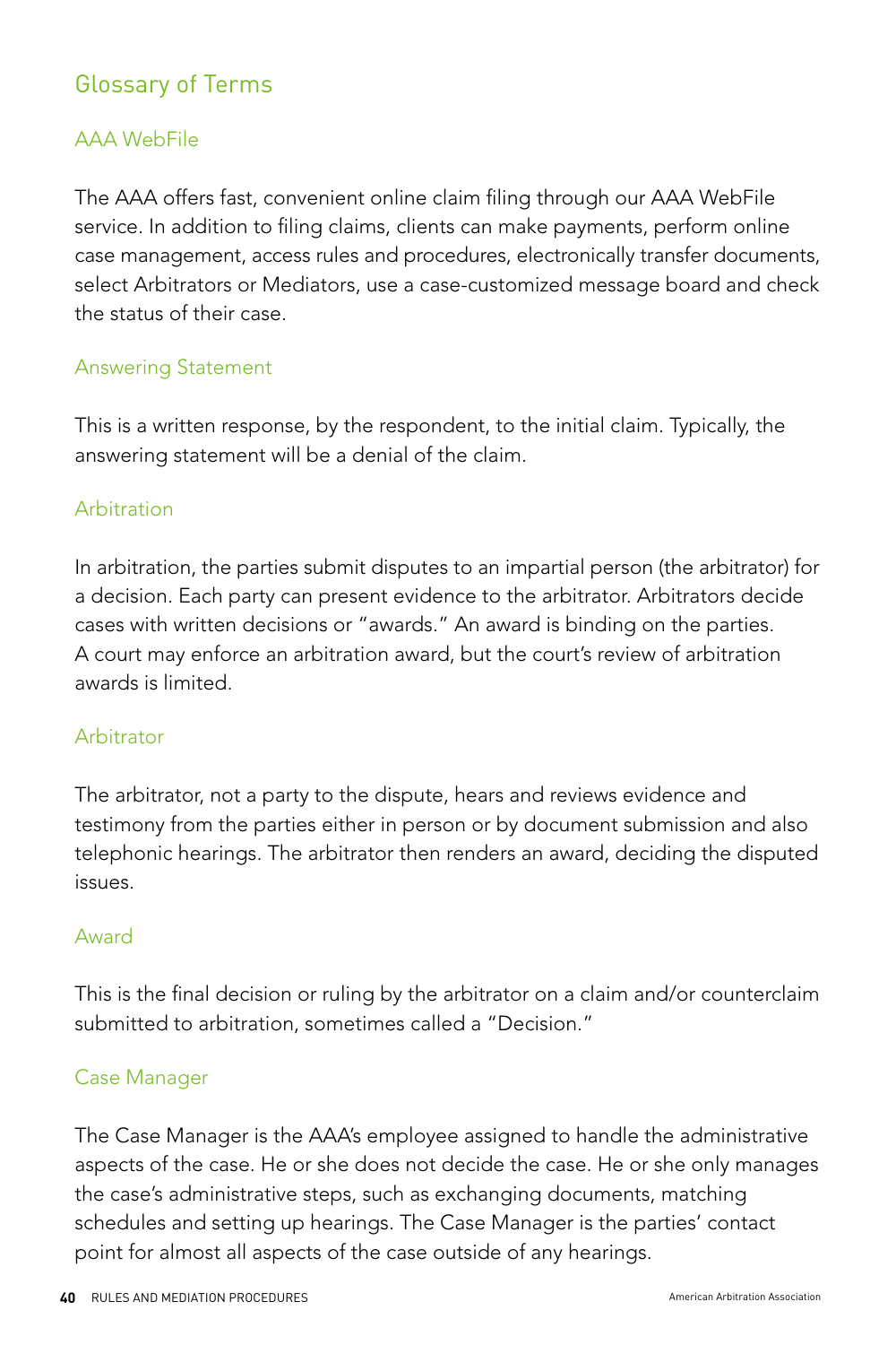## Glossary of Terms

### AAA WebFile

The AAA offers fast, convenient online claim filing through our AAA WebFile service. In addition to filing claims, clients can make payments, perform online case management, access rules and procedures, electronically transfer documents, select Arbitrators or Mediators, use a case-customized message board and check the status of their case.

### Answering Statement

This is a written response, by the respondent, to the initial claim. Typically, the answering statement will be a denial of the claim.

### Arbitration

In arbitration, the parties submit disputes to an impartial person (the arbitrator) for a decision. Each party can present evidence to the arbitrator. Arbitrators decide cases with written decisions or "awards." An award is binding on the parties. A court may enforce an arbitration award, but the court's review of arbitration awards is limited.

### Arbitrator

The arbitrator, not a party to the dispute, hears and reviews evidence and testimony from the parties either in person or by document submission and also telephonic hearings. The arbitrator then renders an award, deciding the disputed issues.

### Award

This is the final decision or ruling by the arbitrator on a claim and/or counterclaim submitted to arbitration, sometimes called a "Decision."

### Case Manager

The Case Manager is the AAA's employee assigned to handle the administrative aspects of the case. He or she does not decide the case. He or she only manages the case's administrative steps, such as exchanging documents, matching schedules and setting up hearings. The Case Manager is the parties' contact point for almost all aspects of the case outside of any hearings.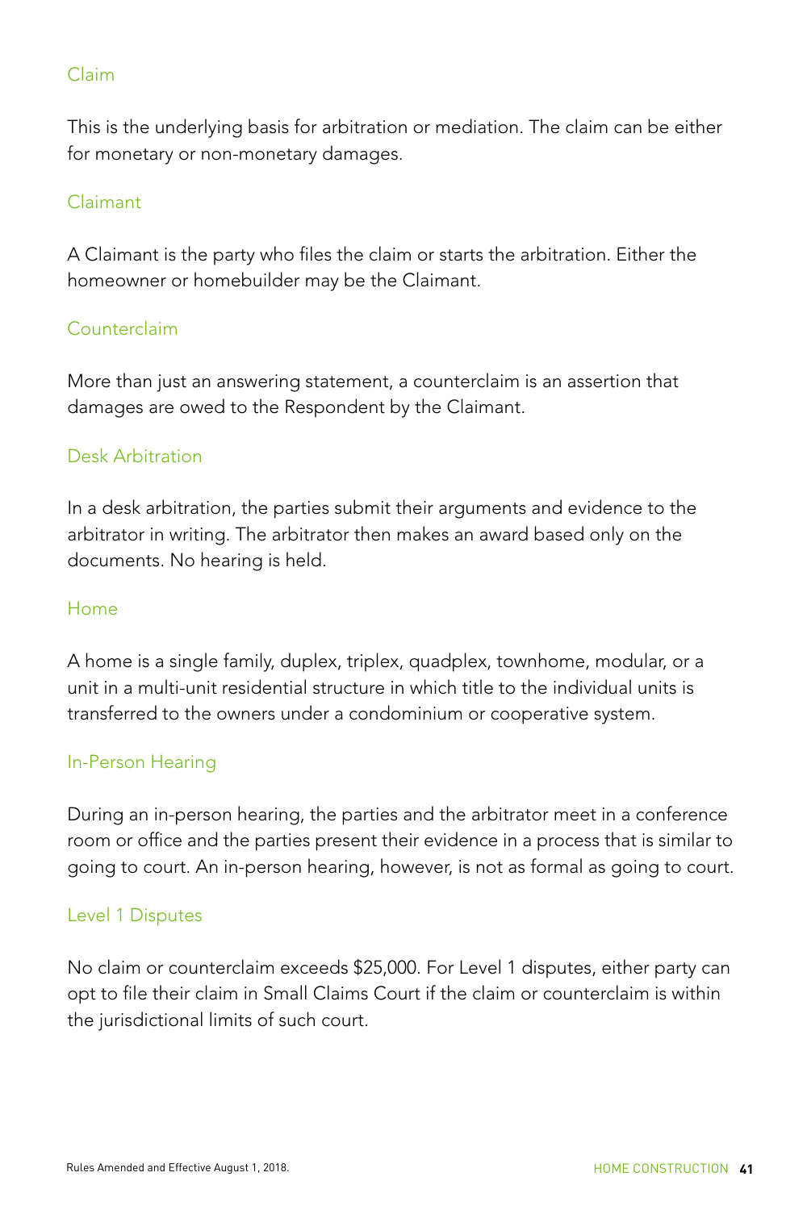### Claim

This is the underlying basis for arbitration or mediation. The claim can be either for monetary or non-monetary damages.

### Claimant

A Claimant is the party who files the claim or starts the arbitration. Either the homeowner or homebuilder may be the Claimant.

### Counterclaim

More than just an answering statement, a counterclaim is an assertion that damages are owed to the Respondent by the Claimant.

### Desk Arbitration

In a desk arbitration, the parties submit their arguments and evidence to the arbitrator in writing. The arbitrator then makes an award based only on the documents. No hearing is held.

### Home

A home is a single family, duplex, triplex, quadplex, townhome, modular, or a unit in a multi-unit residential structure in which title to the individual units is transferred to the owners under a condominium or cooperative system.

### In-Person Hearing

During an in-person hearing, the parties and the arbitrator meet in a conference room or office and the parties present their evidence in a process that is similar to going to court. An in-person hearing, however, is not as formal as going to court.

### Level 1 Disputes

No claim or counterclaim exceeds $25,000. For Level 1 disputes, either party can opt to file their claim in Small Claims Court if the claim or counterclaim is within the jurisdictional limits of such court.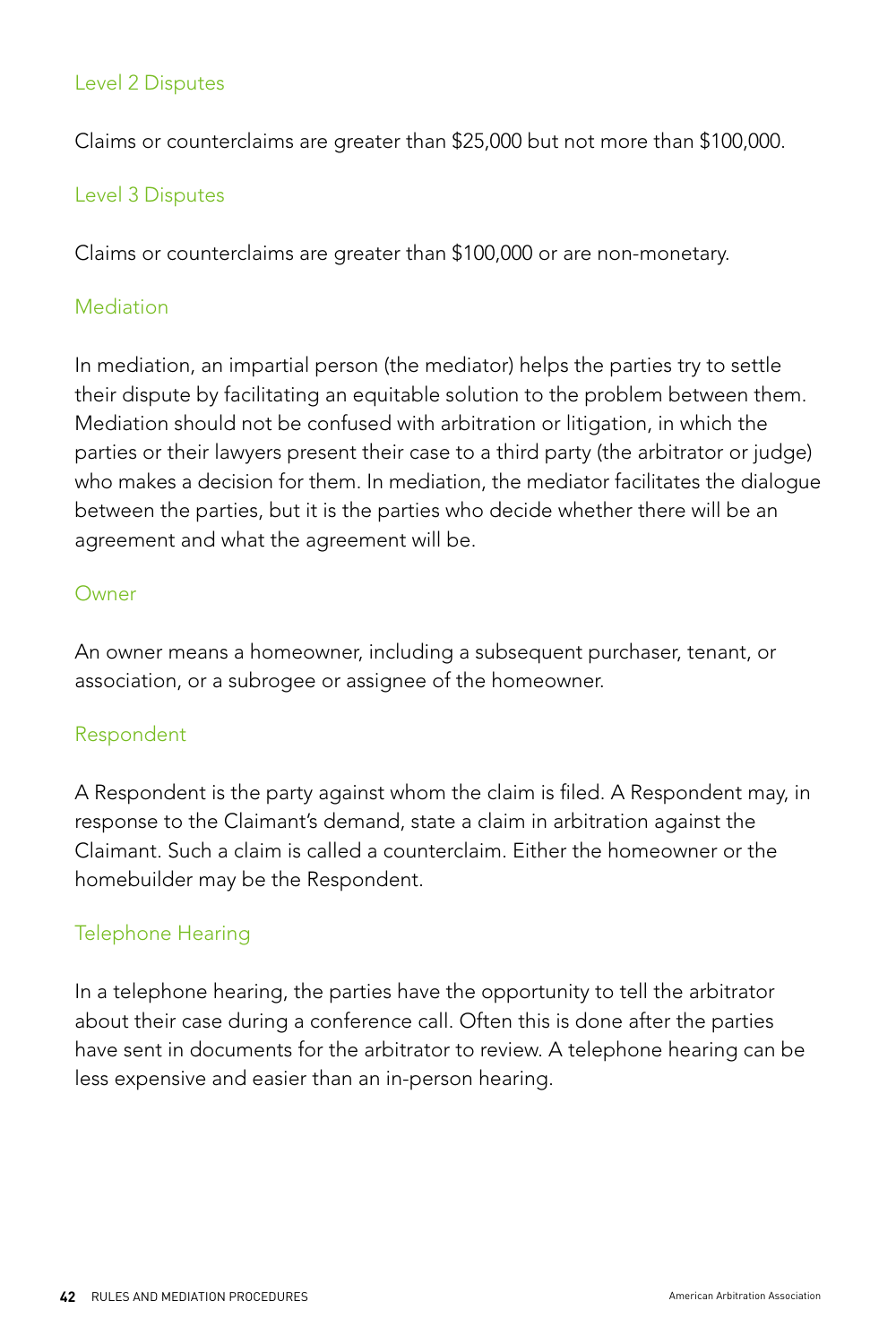### Level 2 Disputes

Claims or counterclaims are greater than $25,000 but not more than $100,000.

### Level 3 Disputes

Claims or counterclaims are greater than $100,000 or are non-monetary.

### Mediation

In mediation, an impartial person (the mediator) helps the parties try to settle their dispute by facilitating an equitable solution to the problem between them. Mediation should not be confused with arbitration or litigation, in which the parties or their lawyers present their case to a third party (the arbitrator or judge) who makes a decision for them. In mediation, the mediator facilitates the dialogue between the parties, but it is the parties who decide whether there will be an agreement and what the agreement will be.

### Owner

An owner means a homeowner, including a subsequent purchaser, tenant, or association, or a subrogee or assignee of the homeowner.

### Respondent

A Respondent is the party against whom the claim is filed. A Respondent may, in response to the Claimant's demand, state a claim in arbitration against the Claimant. Such a claim is called a counterclaim. Either the homeowner or the homebuilder may be the Respondent.

### Telephone Hearing

In a telephone hearing, the parties have the opportunity to tell the arbitrator about their case during a conference call. Often this is done after the parties have sent in documents for the arbitrator to review. A telephone hearing can be less expensive and easier than an in-person hearing.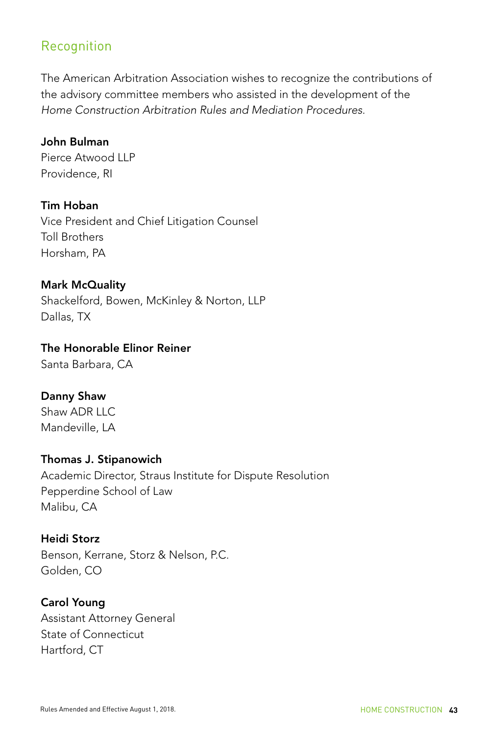## Recognition

The American Arbitration Association wishes to recognize the contributions of the advisory committee members who assisted in the development of the *Home Construction Arbitration Rules and Mediation Procedures.*

**John Bulman**
Pierce Atwood LLP
Providence, RI

**Tim Hoban**
Vice President and Chief Litigation Counsel
Toll Brothers
Horsham, PA

**Mark McQuality**
Shackelford, Bowen, McKinley & Norton, LLP
Dallas, TX

**The Honorable Elinor Reiner**
Santa Barbara, CA

**Danny Shaw**
Shaw ADR LLC
Mandeville, LA

**Thomas J. Stipanowich**
Academic Director, Straus Institute for Dispute Resolution
Pepperdine School of Law
Malibu, CA

**Heidi Storz**
Benson, Kerrane, Storz & Nelson, P.C.
Golden, CO

**Carol Young**
Assistant Attorney General
State of Connecticut
Hartford, CT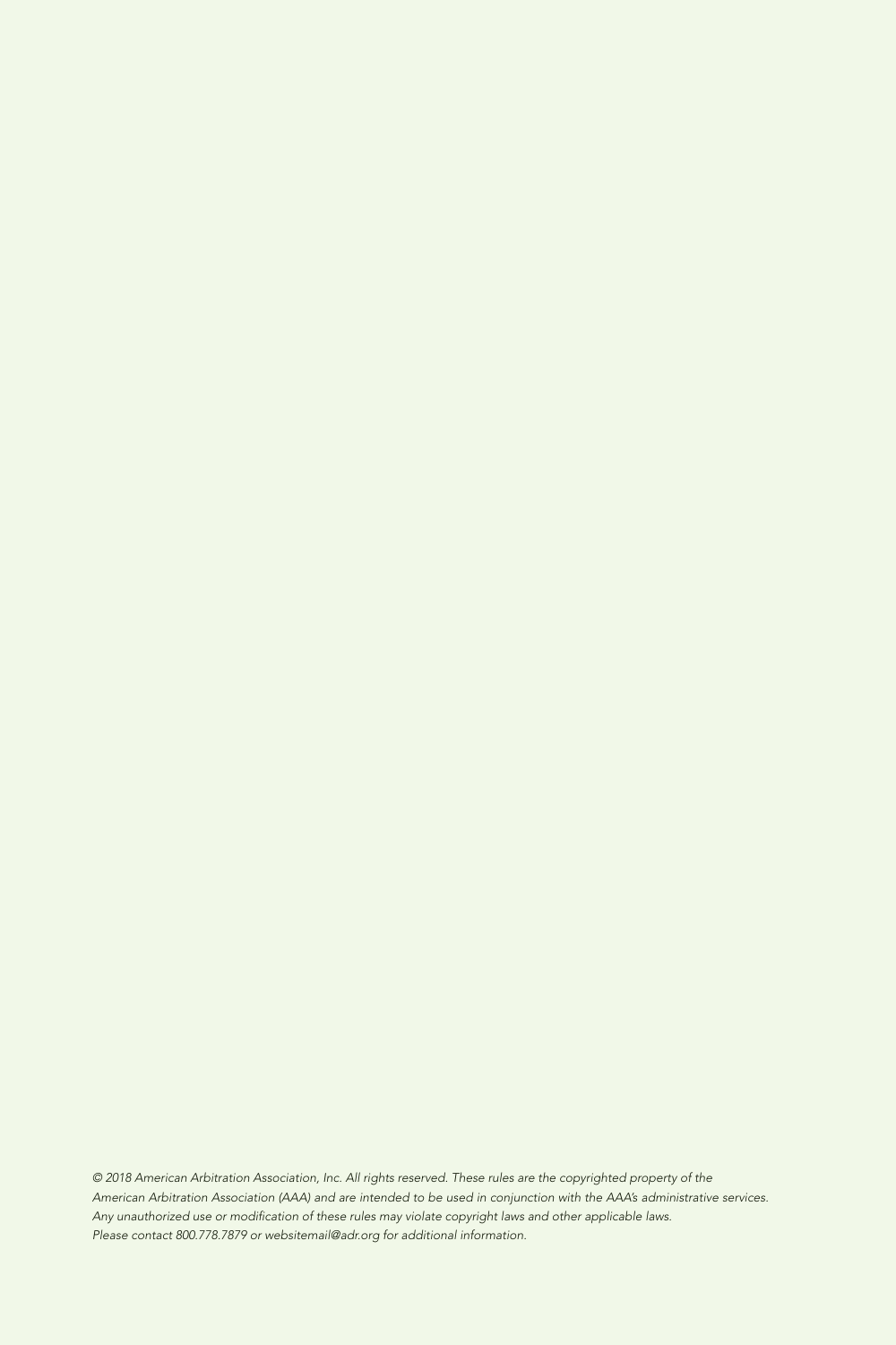*© 2018 American Arbitration Association, Inc. All rights reserved. These rules are the copyrighted property of the American Arbitration Association (AAA) and are intended to be used in conjunction with the AAA's administrative services. Any unauthorized use or modification of these rules may violate copyright laws and other applicable laws. Please contact 800.778.7879 or websitemail@adr.org for additional information.*